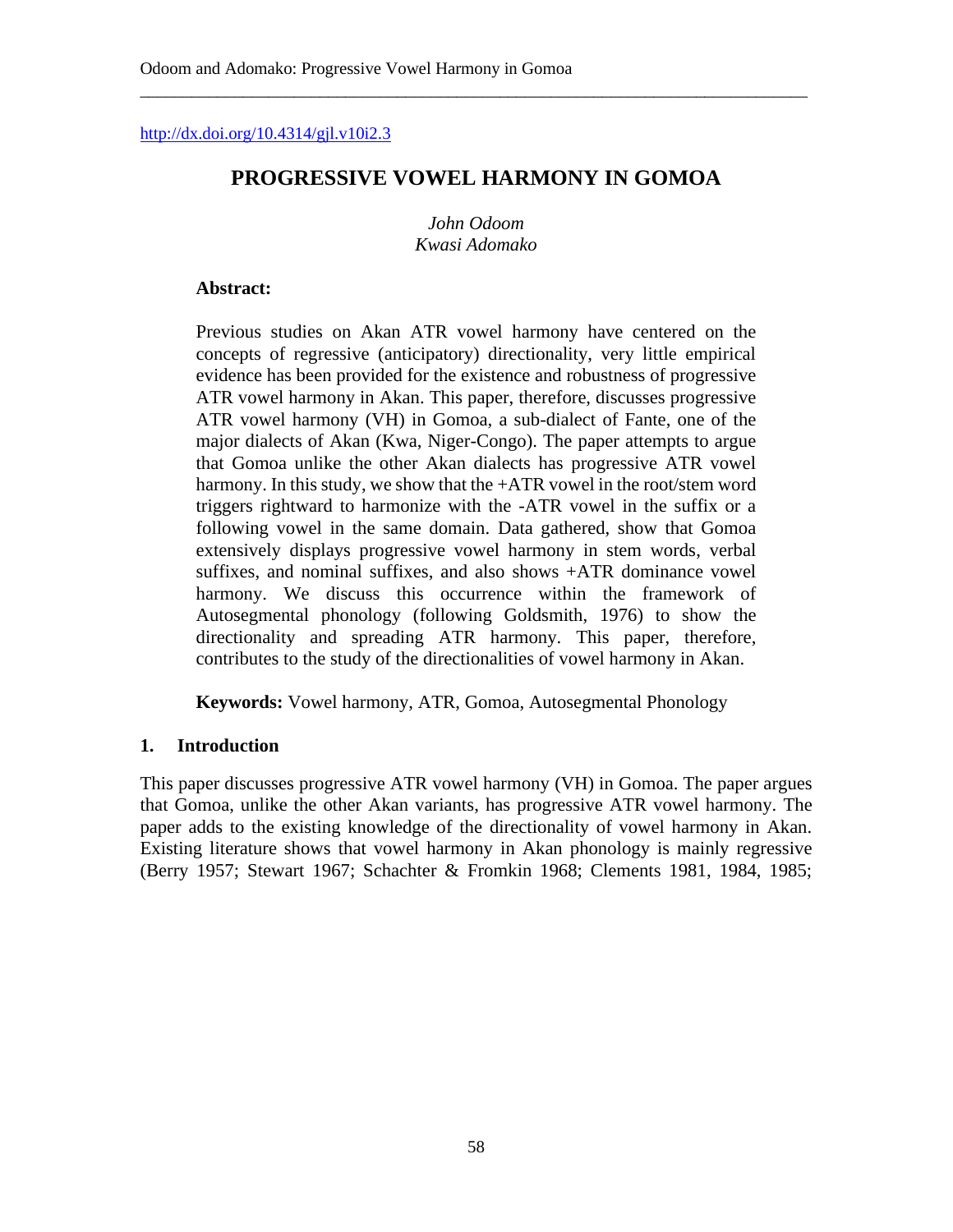http://dx.doi.org/10.4314/gjl.v10i2.3

# PROGRESSIVE VOWEL HARMONY IN GOMOA

*John Odoom*
*Kwasi Adomako*

**Abstract:**

Previous studies on Akan ATR vowel harmony have centered on the concepts of regressive (anticipatory) directionality, very little empirical evidence has been provided for the existence and robustness of progressive ATR vowel harmony in Akan. This paper, therefore, discusses progressive ATR vowel harmony (VH) in Gomoa, a sub-dialect of Fante, one of the major dialects of Akan (Kwa, Niger-Congo). The paper attempts to argue that Gomoa unlike the other Akan dialects has progressive ATR vowel harmony. In this study, we show that the +ATR vowel in the root/stem word triggers rightward to harmonize with the -ATR vowel in the suffix or a following vowel in the same domain. Data gathered, show that Gomoa extensively displays progressive vowel harmony in stem words, verbal suffixes, and nominal suffixes, and also shows +ATR dominance vowel harmony. We discuss this occurrence within the framework of Autosegmental phonology (following Goldsmith, 1976) to show the directionality and spreading ATR harmony. This paper, therefore, contributes to the study of the directionalities of vowel harmony in Akan.

**Keywords:** Vowel harmony, ATR, Gomoa, Autosegmental Phonology

## 1. Introduction

This paper discusses progressive ATR vowel harmony (VH) in Gomoa. The paper argues that Gomoa, unlike the other Akan variants, has progressive ATR vowel harmony. The paper adds to the existing knowledge of the directionality of vowel harmony in Akan. Existing literature shows that vowel harmony in Akan phonology is mainly regressive (Berry 1957; Stewart 1967; Schachter & Fromkin 1968; Clements 1981, 1984, 1985;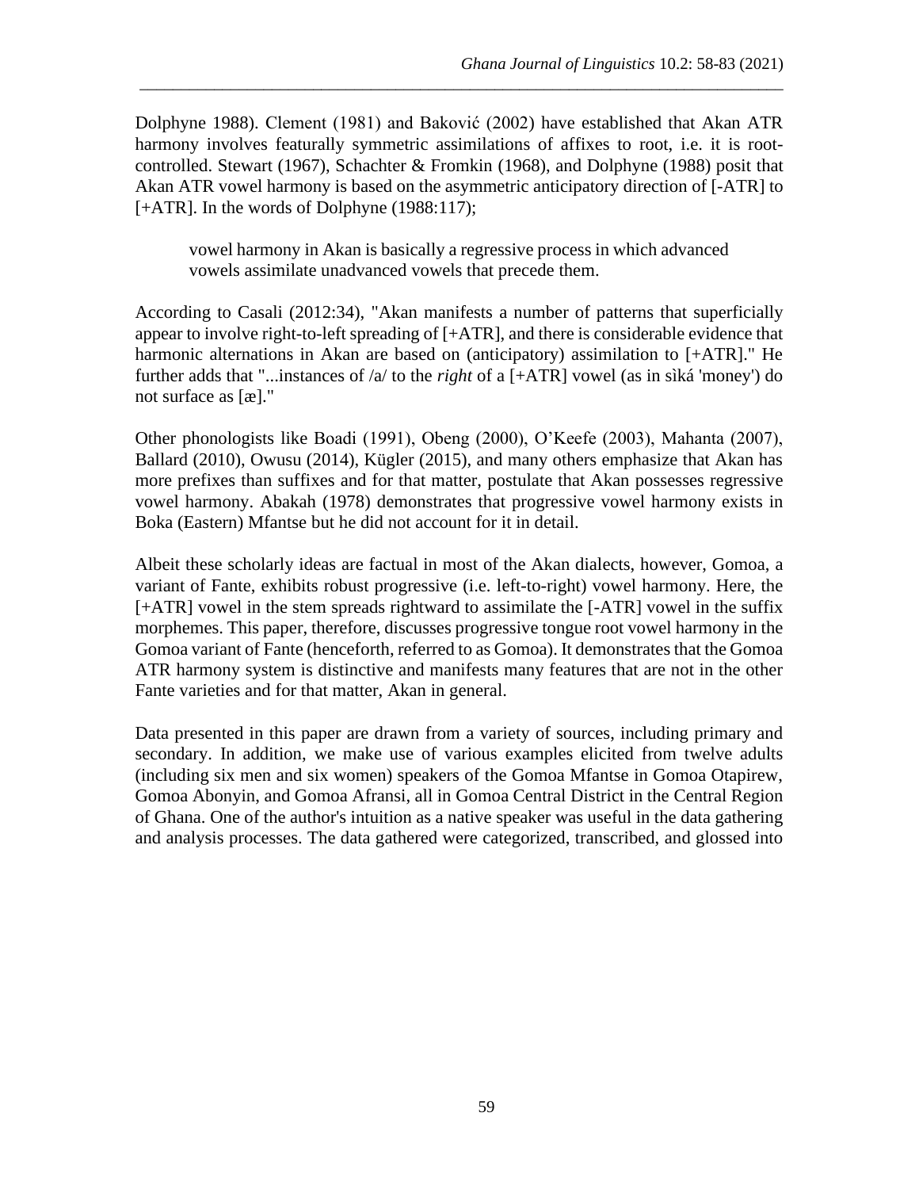Dolphyne 1988). Clement (1981) and Baković (2002) have established that Akan ATR harmony involves featurally symmetric assimilations of affixes to root, i.e. it is root-controlled. Stewart (1967), Schachter & Fromkin (1968), and Dolphyne (1988) posit that Akan ATR vowel harmony is based on the asymmetric anticipatory direction of [-ATR] to [+ATR]. In the words of Dolphyne (1988:117);

> vowel harmony in Akan is basically a regressive process in which advanced vowels assimilate unadvanced vowels that precede them.

According to Casali (2012:34), "Akan manifests a number of patterns that superficially appear to involve right-to-left spreading of [+ATR], and there is considerable evidence that harmonic alternations in Akan are based on (anticipatory) assimilation to [+ATR]." He further adds that "...instances of /a/ to the *right* of a [+ATR] vowel (as in sìká 'money') do not surface as [æ]."

Other phonologists like Boadi (1991), Obeng (2000), O'Keefe (2003), Mahanta (2007), Ballard (2010), Owusu (2014), Kügler (2015), and many others emphasize that Akan has more prefixes than suffixes and for that matter, postulate that Akan possesses regressive vowel harmony. Abakah (1978) demonstrates that progressive vowel harmony exists in Boka (Eastern) Mfantse but he did not account for it in detail.

Albeit these scholarly ideas are factual in most of the Akan dialects, however, Gomoa, a variant of Fante, exhibits robust progressive (i.e. left-to-right) vowel harmony. Here, the [+ATR] vowel in the stem spreads rightward to assimilate the [-ATR] vowel in the suffix morphemes. This paper, therefore, discusses progressive tongue root vowel harmony in the Gomoa variant of Fante (henceforth, referred to as Gomoa). It demonstrates that the Gomoa ATR harmony system is distinctive and manifests many features that are not in the other Fante varieties and for that matter, Akan in general.

Data presented in this paper are drawn from a variety of sources, including primary and secondary. In addition, we make use of various examples elicited from twelve adults (including six men and six women) speakers of the Gomoa Mfantse in Gomoa Otapirew, Gomoa Abonyin, and Gomoa Afransi, all in Gomoa Central District in the Central Region of Ghana. One of the author's intuition as a native speaker was useful in the data gathering and analysis processes. The data gathered were categorized, transcribed, and glossed into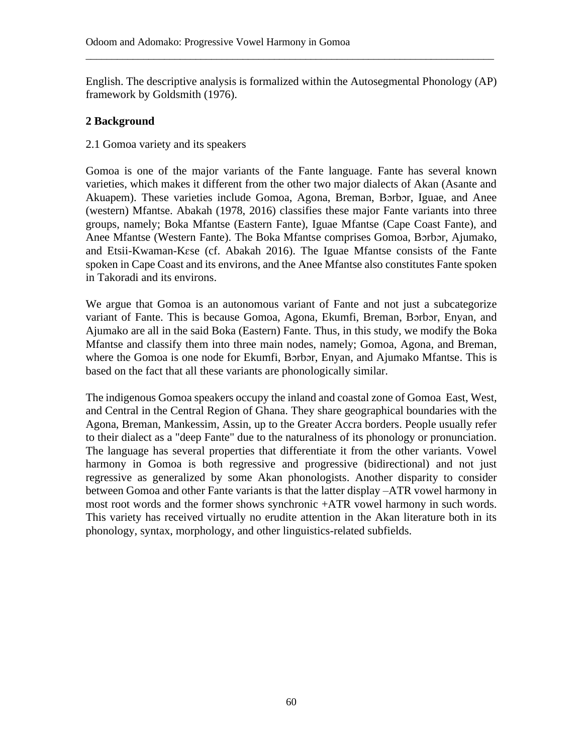English. The descriptive analysis is formalized within the Autosegmental Phonology (AP) framework by Goldsmith (1976).

## 2 Background

### 2.1 Gomoa variety and its speakers

Gomoa is one of the major variants of the Fante language. Fante has several known varieties, which makes it different from the other two major dialects of Akan (Asante and Akuapem). These varieties include Gomoa, Agona, Breman, Bɔrbɔr, Iguae, and Anee (western) Mfantse. Abakah (1978, 2016) classifies these major Fante variants into three groups, namely; Boka Mfantse (Eastern Fante), Iguae Mfantse (Cape Coast Fante), and Anee Mfantse (Western Fante). The Boka Mfantse comprises Gomoa, Bɔrbɔr, Ajumako, and Etsii-Kwaman-Kɛse (cf. Abakah 2016). The Iguae Mfantse consists of the Fante spoken in Cape Coast and its environs, and the Anee Mfantse also constitutes Fante spoken in Takoradi and its environs.

We argue that Gomoa is an autonomous variant of Fante and not just a subcategorize variant of Fante. This is because Gomoa, Agona, Ekumfi, Breman, Bɔrbɔr, Enyan, and Ajumako are all in the said Boka (Eastern) Fante. Thus, in this study, we modify the Boka Mfantse and classify them into three main nodes, namely; Gomoa, Agona, and Breman, where the Gomoa is one node for Ekumfi, Bɔrbɔr, Enyan, and Ajumako Mfantse. This is based on the fact that all these variants are phonologically similar.

The indigenous Gomoa speakers occupy the inland and coastal zone of Gomoa East, West, and Central in the Central Region of Ghana. They share geographical boundaries with the Agona, Breman, Mankessim, Assin, up to the Greater Accra borders. People usually refer to their dialect as a "deep Fante" due to the naturalness of its phonology or pronunciation. The language has several properties that differentiate it from the other variants. Vowel harmony in Gomoa is both regressive and progressive (bidirectional) and not just regressive as generalized by some Akan phonologists. Another disparity to consider between Gomoa and other Fante variants is that the latter display –ATR vowel harmony in most root words and the former shows synchronic +ATR vowel harmony in such words. This variety has received virtually no erudite attention in the Akan literature both in its phonology, syntax, morphology, and other linguistics-related subfields.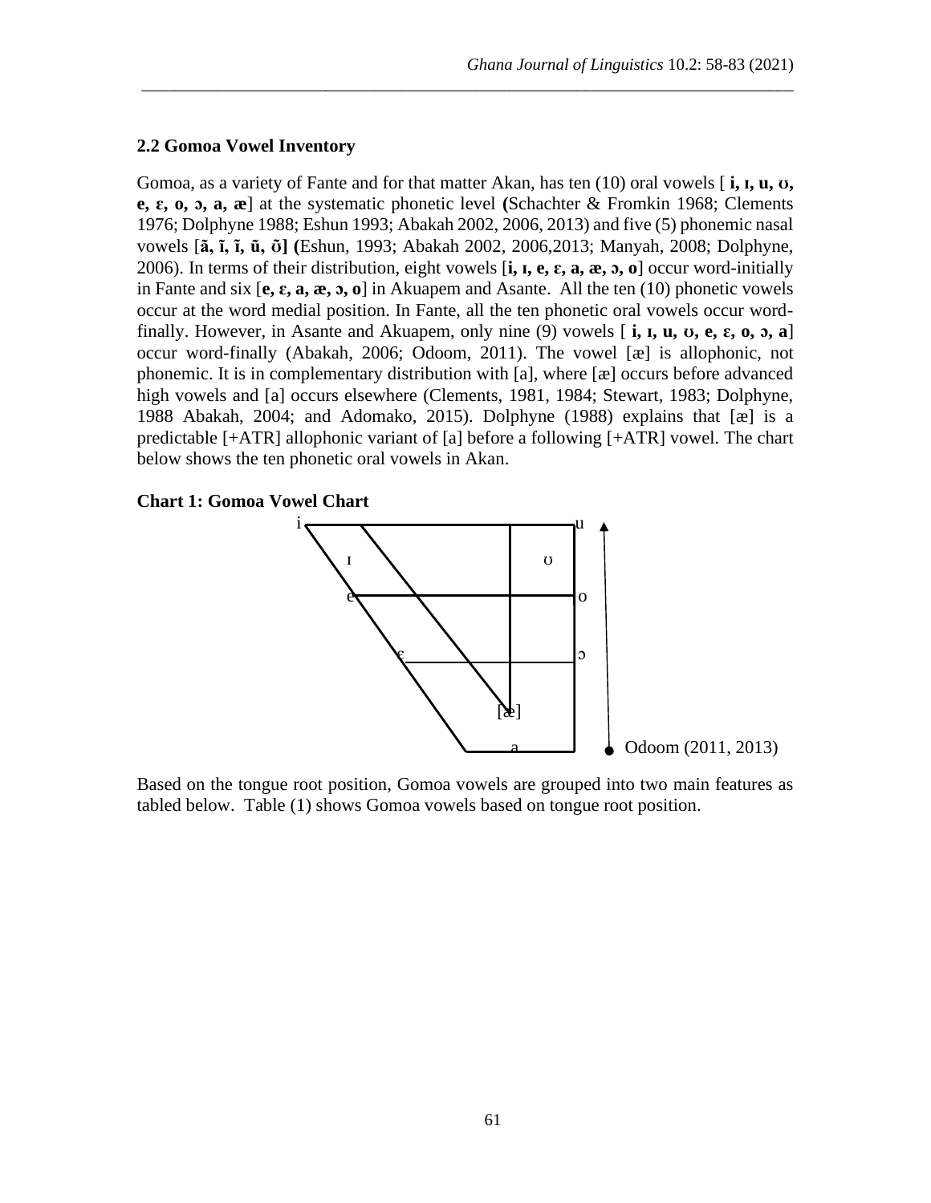## 2.2 Gomoa Vowel Inventory

Gomoa, as a variety of Fante and for that matter Akan, has ten (10) oral vowels [ **i, ɪ, u, ʊ, e, ɛ, o, ɔ, a, æ**] at the systematic phonetic level **(**Schachter & Fromkin 1968; Clements 1976; Dolphyne 1988; Eshun 1993; Abakah 2002, 2006, 2013) and five (5) phonemic nasal vowels [**ã, ĩ, ĩ, ũ, õ] (**Eshun, 1993; Abakah 2002, 2006,2013; Manyah, 2008; Dolphyne, 2006). In terms of their distribution, eight vowels [**i, ɪ, e, ɛ, a, æ, ɔ, o**] occur word-initially in Fante and six [**e, ɛ, a, æ, ɔ, o**] in Akuapem and Asante. All the ten (10) phonetic vowels occur at the word medial position. In Fante, all the ten phonetic oral vowels occur word-finally. However, in Asante and Akuapem, only nine (9) vowels [ **i, ɪ, u, ʊ, e, ɛ, o, ɔ, a**] occur word-finally (Abakah, 2006; Odoom, 2011). The vowel [æ] is allophonic, not phonemic. It is in complementary distribution with [a], where [æ] occurs before advanced high vowels and [a] occurs elsewhere (Clements, 1981, 1984; Stewart, 1983; Dolphyne, 1988 Abakah, 2004; and Adomako, 2015). Dolphyne (1988) explains that [æ] is a predictable [+ATR] allophonic variant of [a] before a following [+ATR] vowel. The chart below shows the ten phonetic oral vowels in Akan.

**Chart 1: Gomoa Vowel Chart**

i u ɪ ʊ e o ɛ ɔ [æ] a

Odoom (2011, 2013)

Based on the tongue root position, Gomoa vowels are grouped into two main features as tabled below. Table (1) shows Gomoa vowels based on tongue root position.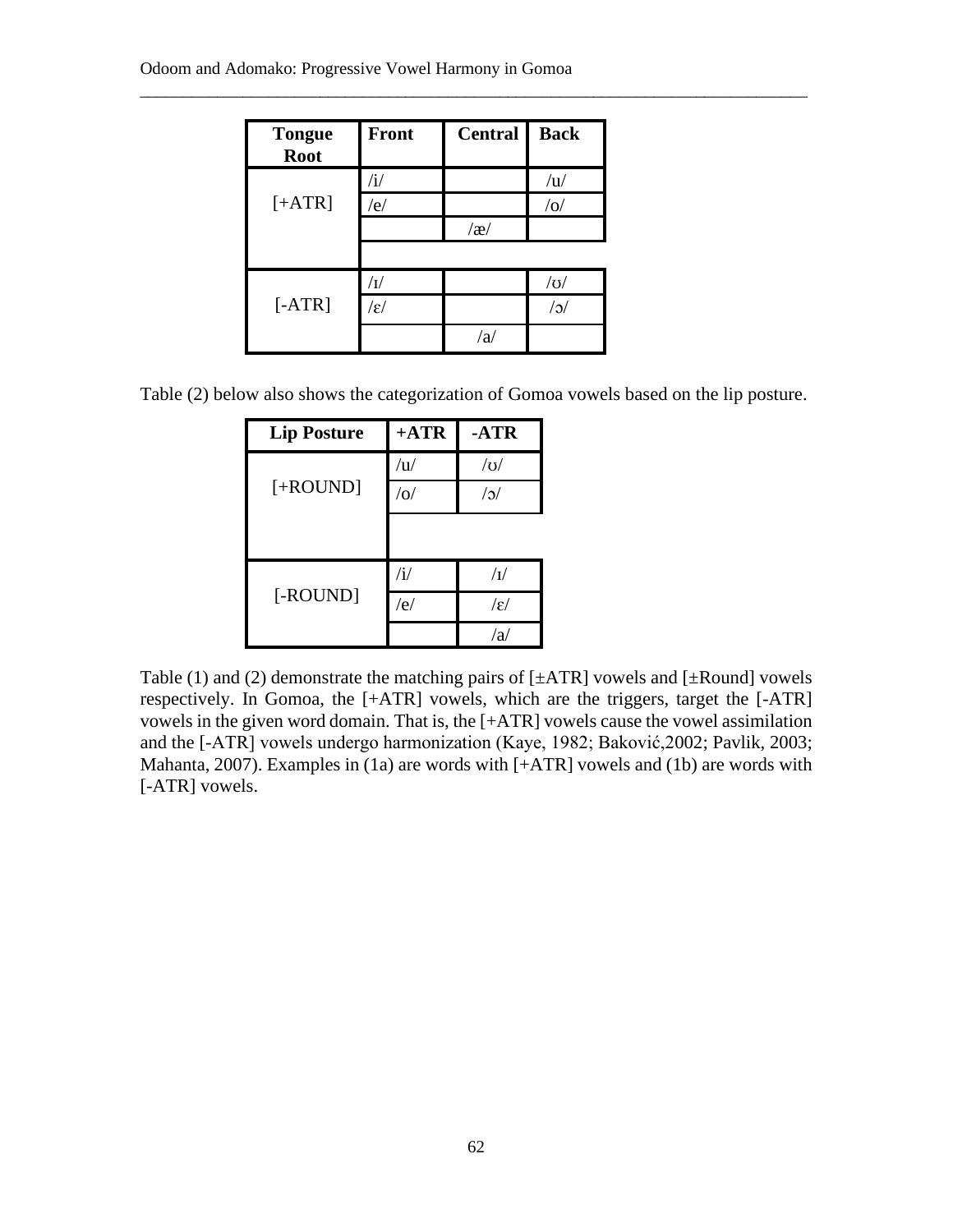| Tongue Root | Front | Central | Back |
|---|---|---|---|
| [+ATR] | /i/ | | /u/ |
| | /e/ | | /o/ |
| | | /æ/ | |
| [-ATR] | /ɪ/ | | /ʊ/ |
| | /ɛ/ | | /ɔ/ |
| | | /a/ | |

Table (2) below also shows the categorization of Gomoa vowels based on the lip posture.

| Lip Posture | +ATR | -ATR |
|---|---|---|
| [+ROUND] | /u/ | /ʊ/ |
| | /o/ | /ɔ/ |
| [-ROUND] | /i/ | /ɪ/ |
| | /e/ | /ɛ/ |
| | | /a/ |

Table (1) and (2) demonstrate the matching pairs of [±ATR] vowels and [±Round] vowels respectively. In Gomoa, the [+ATR] vowels, which are the triggers, target the [-ATR] vowels in the given word domain. That is, the [+ATR] vowels cause the vowel assimilation and the [-ATR] vowels undergo harmonization (Kaye, 1982; Baković,2002; Pavlik, 2003; Mahanta, 2007). Examples in (1a) are words with [+ATR] vowels and (1b) are words with [-ATR] vowels.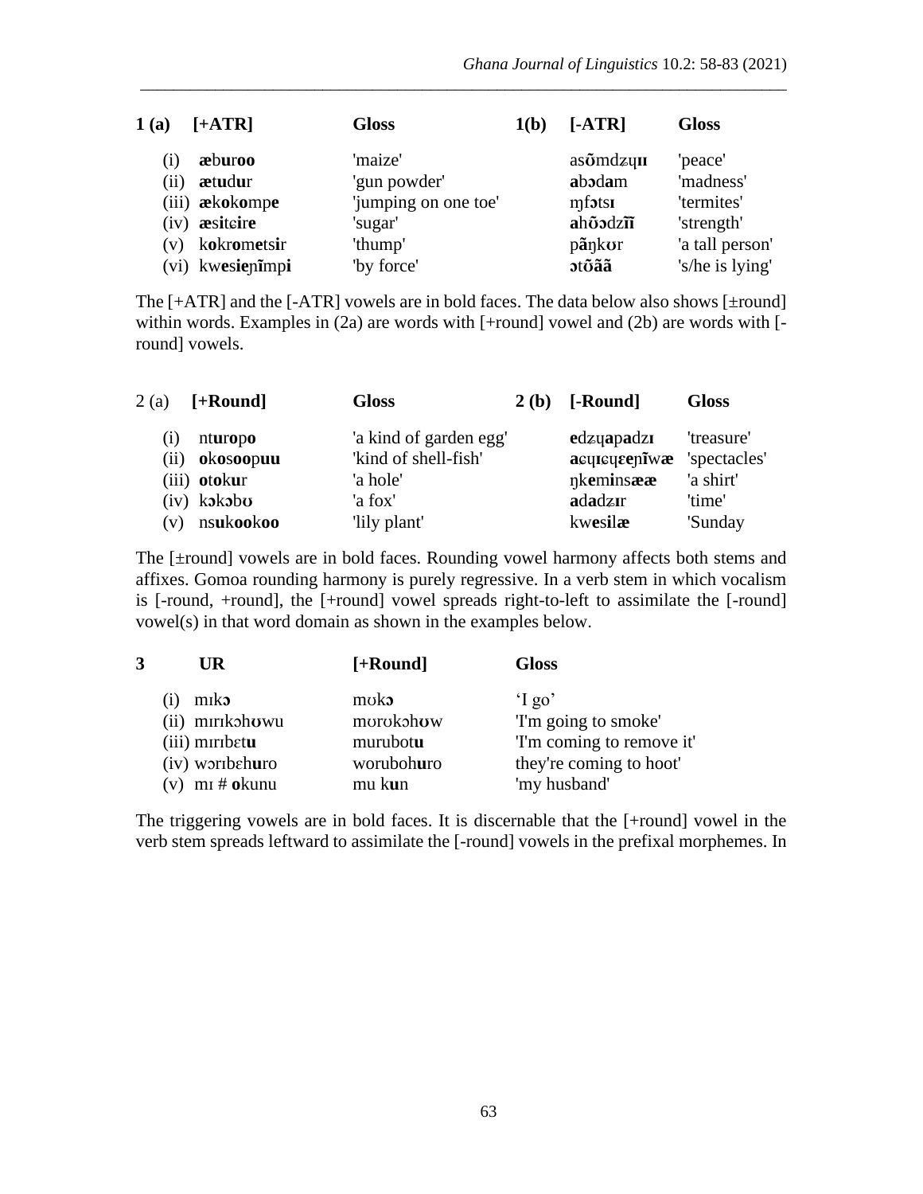| 1 (a) | [+ATR] | Gloss | 1(b) | [-ATR] | Gloss |
|---|---|---|---|---|---|
| (i) | **æ**b**u**r**oo** | 'maize' | | as**õ**mdzɥ**ɪɪ** | 'peace' |
| (ii) | **æ**t**u**d**u**r | 'gun powder' | | **a**b**ɔ**d**a**m | 'madness' |
| (iii) | **æ**k**o**k**o**mp**e** | 'jumping on one toe' | | ɱf**ɔ**ts**ɪ** | 'termites' |
| (iv) | **æ**s**i**tɕ**i**r**e** | 'sugar' | | **a**h**õɔ**dz**ĩ̃ɪ** | 'strength' |
| (v) | k**o**kr**o**m**e**ts**i**r | 'thump' | | p**ã**ŋk**ʊ**r | 'a tall person' |
| (vi) | kw**e**s**ie**ɲ**ĩ**mp**i** | 'by force' | | **ɔ**t**õãã** | 's/he is lying' |

The [+ATR] and the [-ATR] vowels are in bold faces. The data below also shows [±round] within words. Examples in (2a) are words with [+round] vowel and (2b) are words with [-round] vowels.

| 2 (a) | [+Round] | Gloss | 2 (b) | [-Round] | Gloss |
|---|---|---|---|---|---|
| (i) | nt**u**r**o**p**o** | 'a kind of garden egg' | | **e**dzɥ**a**p**a**dzɪ | 'treasure' |
| (ii) | **o**k**o**s**oo**p**uu** | 'kind of shell-fish' | | **a**ɕɥ**ɪ**ɕɥ**ɛe**ɲ**ĩ**w**æ** | 'spectacles' |
| (iii) | **o**t**o**k**u**r | 'a hole' | | ŋk**e**m**i**ns**ææ** | 'a shirt' |
| (iv) | k**ɔ**k**ɔ**b**ʊ** | 'a fox' | | **a**d**a**dzɪr | 'time' |
| (v) | ns**u**k**oo**k**oo** | 'lily plant' | | kw**e**s**i**l**æ** | 'Sunday |

The [±round] vowels are in bold faces. Rounding vowel harmony affects both stems and affixes. Gomoa rounding harmony is purely regressive. In a verb stem in which vocalism is [-round, +round], the [+round] vowel spreads right-to-left to assimilate the [-round] vowel(s) in that word domain as shown in the examples below.

| 3 | UR | [+Round] | Gloss |
|---|---|---|---|
| (i) | mɪk**ɔ** | mʊk**ɔ** | 'I go' |
| (ii) | mɪrɪkɔh**ʊ**wu | mʊrʊkɔh**ʊ**w | 'I'm going to smoke' |
| (iii) | mɪrɪbɛt**u** | murubot**u** | 'I'm coming to remove it' |
| (iv) | wɔrɪbɛh**u**ro | woruboh**u**ro | they're coming to hoot' |
| (v) | mɪ # **o**kunu | mu k**u**n | 'my husband' |

The triggering vowels are in bold faces. It is discernable that the [+round] vowel in the verb stem spreads leftward to assimilate the [-round] vowels in the prefixal morphemes. In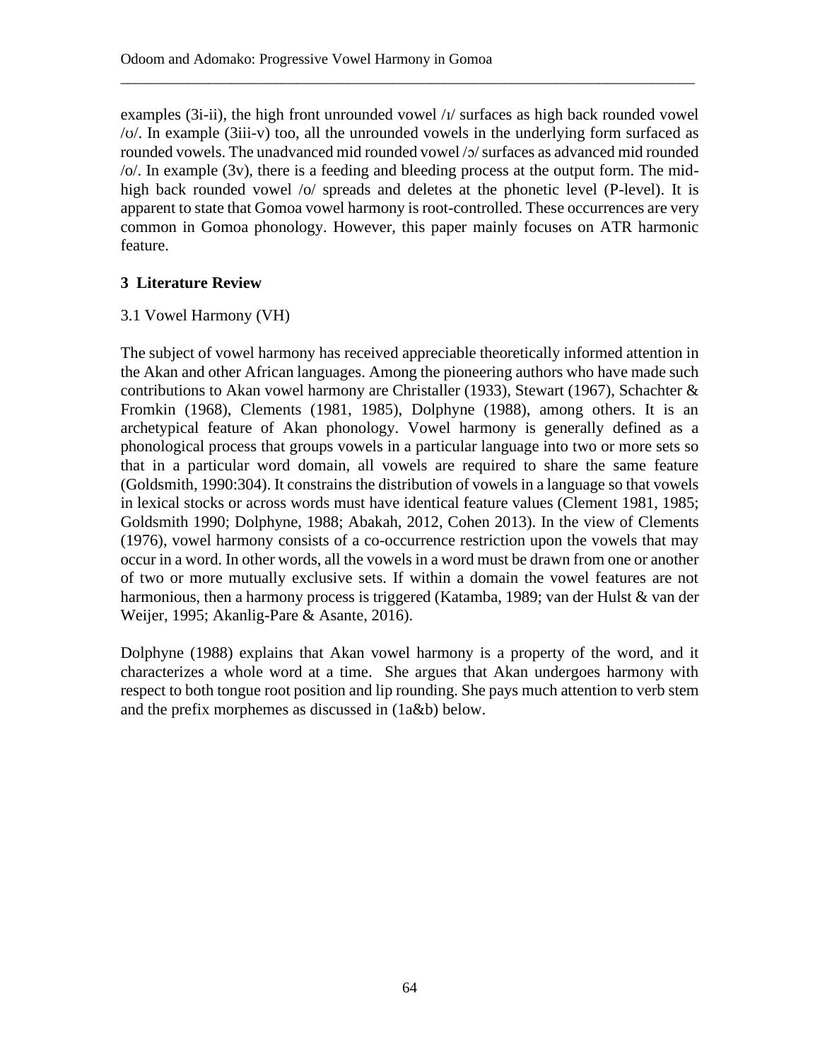examples (3i-ii), the high front unrounded vowel /ɪ/ surfaces as high back rounded vowel /ʊ/. In example (3iii-v) too, all the unrounded vowels in the underlying form surfaced as rounded vowels. The unadvanced mid rounded vowel /ɔ/ surfaces as advanced mid rounded /o/. In example (3v), there is a feeding and bleeding process at the output form. The mid-high back rounded vowel /o/ spreads and deletes at the phonetic level (P-level). It is apparent to state that Gomoa vowel harmony is root-controlled. These occurrences are very common in Gomoa phonology. However, this paper mainly focuses on ATR harmonic feature.

## 3 Literature Review

### 3.1 Vowel Harmony (VH)

The subject of vowel harmony has received appreciable theoretically informed attention in the Akan and other African languages. Among the pioneering authors who have made such contributions to Akan vowel harmony are Christaller (1933), Stewart (1967), Schachter & Fromkin (1968), Clements (1981, 1985), Dolphyne (1988), among others. It is an archetypical feature of Akan phonology. Vowel harmony is generally defined as a phonological process that groups vowels in a particular language into two or more sets so that in a particular word domain, all vowels are required to share the same feature (Goldsmith, 1990:304). It constrains the distribution of vowels in a language so that vowels in lexical stocks or across words must have identical feature values (Clement 1981, 1985; Goldsmith 1990; Dolphyne, 1988; Abakah, 2012, Cohen 2013). In the view of Clements (1976), vowel harmony consists of a co-occurrence restriction upon the vowels that may occur in a word. In other words, all the vowels in a word must be drawn from one or another of two or more mutually exclusive sets. If within a domain the vowel features are not harmonious, then a harmony process is triggered (Katamba, 1989; van der Hulst & van der Weijer, 1995; Akanlig-Pare & Asante, 2016).

Dolphyne (1988) explains that Akan vowel harmony is a property of the word, and it characterizes a whole word at a time. She argues that Akan undergoes harmony with respect to both tongue root position and lip rounding. She pays much attention to verb stem and the prefix morphemes as discussed in (1a&b) below.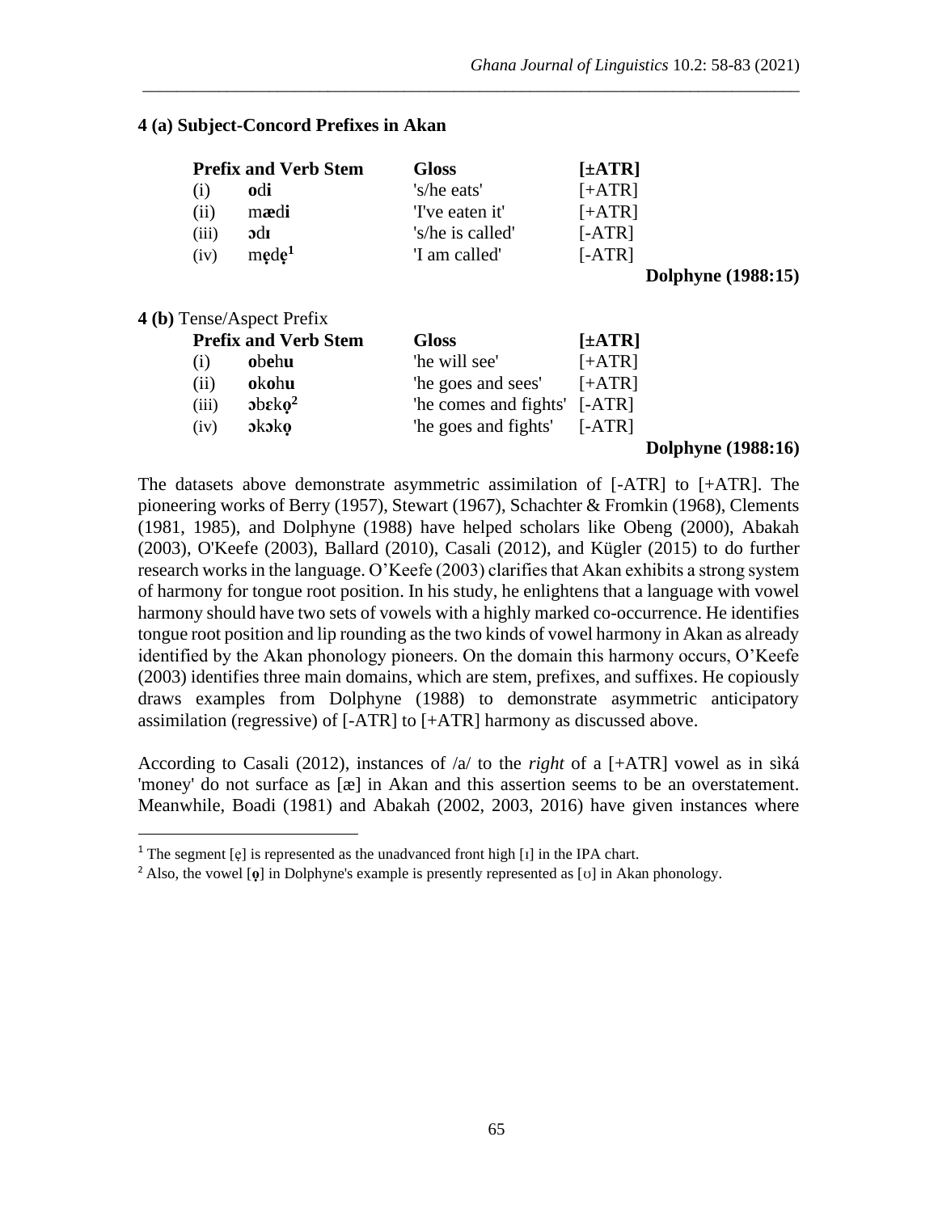**4 (a) Subject-Concord Prefixes in Akan**

| | Prefix and Verb Stem | Gloss | [±ATR] |
|---|---|---|---|
| (i) | **o**d**i** | 's/he eats' | [+ATR] |
| (ii) | mæd**i** | 'I've eaten it' | [+ATR] |
| (iii) | **ɔ**d**ɪ** | 's/he is called' | [-ATR] |
| (iv) | m**ẹ**d**ẹ**[1] | 'I am called' | [-ATR] |

**Dolphyne (1988:15)**

**4 (b)** Tense/Aspect Prefix

| | Prefix and Verb Stem | Gloss | [±ATR] |
|---|---|---|---|
| (i) | **o**b**e**h**u** | 'he will see' | [+ATR] |
| (ii) | **o**k**o**h**u** | 'he goes and sees' | [+ATR] |
| (iii) | **ɔ**b**ɛ**k**ọ**[2] | 'he comes and fights' | [-ATR] |
| (iv) | **ɔ**k**ɔ**k**ọ** | 'he goes and fights' | [-ATR] |

**Dolphyne (1988:16)**

The datasets above demonstrate asymmetric assimilation of [-ATR] to [+ATR]. The pioneering works of Berry (1957), Stewart (1967), Schachter & Fromkin (1968), Clements (1981, 1985), and Dolphyne (1988) have helped scholars like Obeng (2000), Abakah (2003), O'Keefe (2003), Ballard (2010), Casali (2012), and Kügler (2015) to do further research works in the language. O'Keefe (2003) clarifies that Akan exhibits a strong system of harmony for tongue root position. In his study, he enlightens that a language with vowel harmony should have two sets of vowels with a highly marked co-occurrence. He identifies tongue root position and lip rounding as the two kinds of vowel harmony in Akan as already identified by the Akan phonology pioneers. On the domain this harmony occurs, O'Keefe (2003) identifies three main domains, which are stem, prefixes, and suffixes. He copiously draws examples from Dolphyne (1988) to demonstrate asymmetric anticipatory assimilation (regressive) of [-ATR] to [+ATR] harmony as discussed above.

According to Casali (2012), instances of /a/ to the *right* of a [+ATR] vowel as in sìká 'money' do not surface as [æ] in Akan and this assertion seems to be an overstatement. Meanwhile, Boadi (1981) and Abakah (2002, 2003, 2016) have given instances where

[1] The segment [ẹ] is represented as the unadvanced front high [ɪ] in the IPA chart.

[2] Also, the vowel [ọ] in Dolphyne's example is presently represented as [ʊ] in Akan phonology.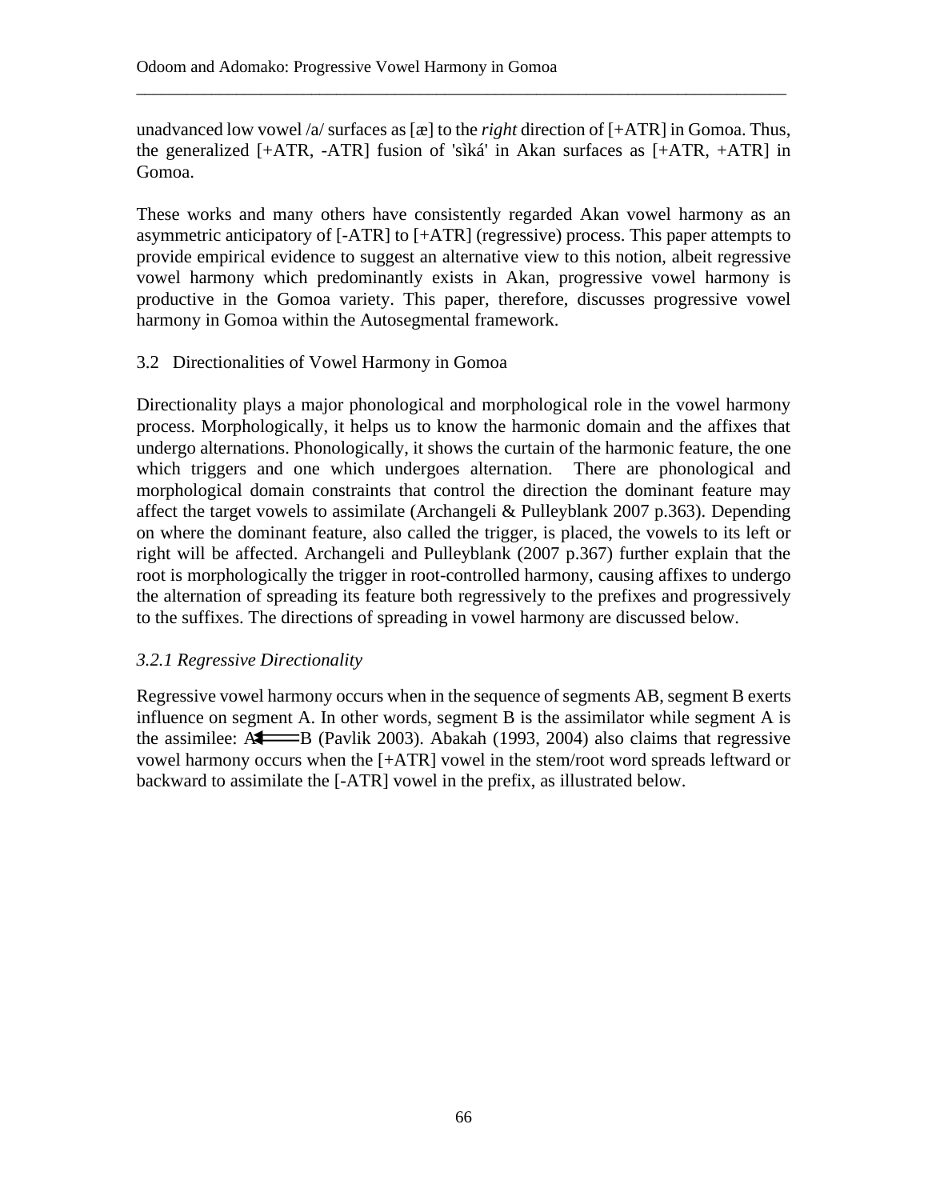unadvanced low vowel /a/ surfaces as [æ] to the *right* direction of [+ATR] in Gomoa. Thus, the generalized [+ATR, -ATR] fusion of 'sìká' in Akan surfaces as [+ATR, +ATR] in Gomoa.

These works and many others have consistently regarded Akan vowel harmony as an asymmetric anticipatory of [-ATR] to [+ATR] (regressive) process. This paper attempts to provide empirical evidence to suggest an alternative view to this notion, albeit regressive vowel harmony which predominantly exists in Akan, progressive vowel harmony is productive in the Gomoa variety. This paper, therefore, discusses progressive vowel harmony in Gomoa within the Autosegmental framework.

## 3.2 Directionalities of Vowel Harmony in Gomoa

Directionality plays a major phonological and morphological role in the vowel harmony process. Morphologically, it helps us to know the harmonic domain and the affixes that undergo alternations. Phonologically, it shows the curtain of the harmonic feature, the one which triggers and one which undergoes alternation. There are phonological and morphological domain constraints that control the direction the dominant feature may affect the target vowels to assimilate (Archangeli & Pulleyblank 2007 p.363). Depending on where the dominant feature, also called the trigger, is placed, the vowels to its left or right will be affected. Archangeli and Pulleyblank (2007 p.367) further explain that the root is morphologically the trigger in root-controlled harmony, causing affixes to undergo the alternation of spreading its feature both regressively to the prefixes and progressively to the suffixes. The directions of spreading in vowel harmony are discussed below.

### *3.2.1 Regressive Directionality*

Regressive vowel harmony occurs when in the sequence of segments AB, segment B exerts influence on segment A. In other words, segment B is the assimilator while segment A is the assimilee: A ⟸ B (Pavlik 2003). Abakah (1993, 2004) also claims that regressive vowel harmony occurs when the [+ATR] vowel in the stem/root word spreads leftward or backward to assimilate the [-ATR] vowel in the prefix, as illustrated below.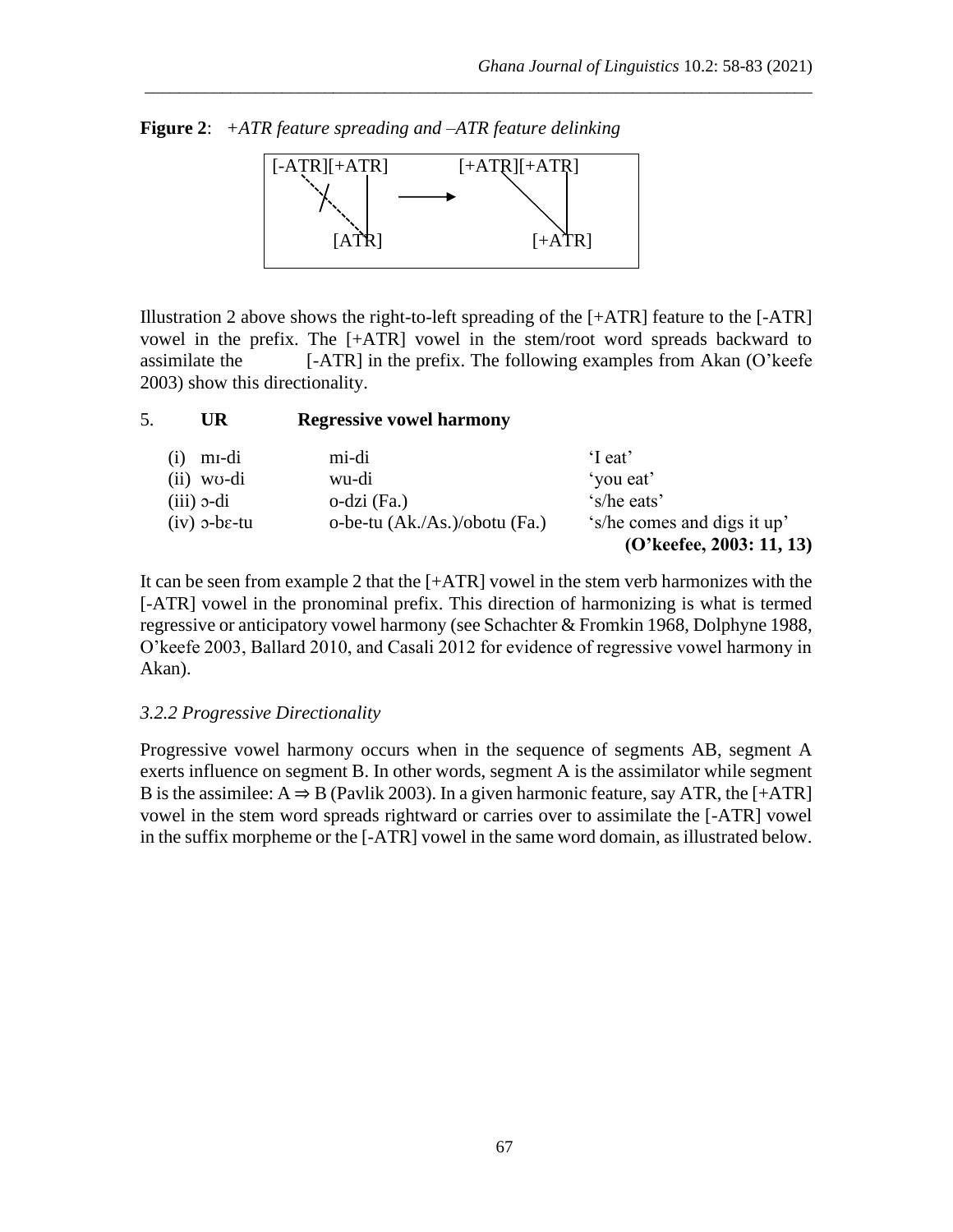**Figure 2**: *+ATR feature spreading and –ATR feature delinking*

```
[-ATR][+ATR]          [+ATR][+ATR]
   \ /  |     ----->     \     |
    X   |                 \    |
     \  |                  \   |
     [ATR]                 [+ATR]
```

Illustration 2 above shows the right-to-left spreading of the [+ATR] feature to the [-ATR] vowel in the prefix. The [+ATR] vowel in the stem/root word spreads backward to assimilate the [-ATR] in the prefix. The following examples from Akan (O'keefe 2003) show this directionality.

5. **UR** **Regressive vowel harmony**

| UR | Regressive vowel harmony | |
|---|---|---|
| (i) mɪ-di | mi-di | 'I eat' |
| (ii) wʊ-di | wu-di | 'you eat' |
| (iii) ɔ-di | o-dzi (Fa.) | 's/he eats' |
| (iv) ɔ-bɛ-tu | o-be-tu (Ak./As.)/obotu (Fa.) | 's/he comes and digs it up' |
| | | **(O'keefee, 2003: 11, 13)** |

It can be seen from example 2 that the [+ATR] vowel in the stem verb harmonizes with the [-ATR] vowel in the pronominal prefix. This direction of harmonizing is what is termed regressive or anticipatory vowel harmony (see Schachter & Fromkin 1968, Dolphyne 1988, O'keefe 2003, Ballard 2010, and Casali 2012 for evidence of regressive vowel harmony in Akan).

### *3.2.2 Progressive Directionality*

Progressive vowel harmony occurs when in the sequence of segments AB, segment A exerts influence on segment B. In other words, segment A is the assimilator while segment B is the assimilee: A ⇒ B (Pavlik 2003). In a given harmonic feature, say ATR, the [+ATR] vowel in the stem word spreads rightward or carries over to assimilate the [-ATR] vowel in the suffix morpheme or the [-ATR] vowel in the same word domain, as illustrated below.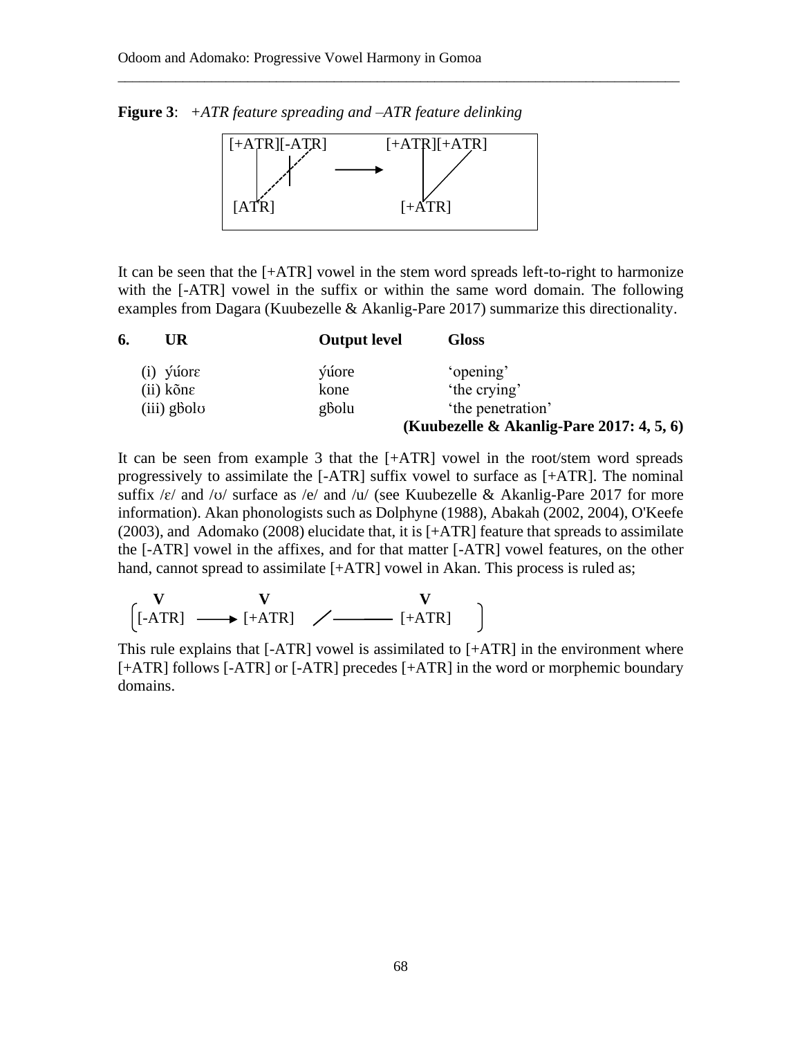**Figure 3**: *+ATR feature spreading and –ATR feature delinking*

```
[+ATR][-ATR]          [+ATR][+ATR]
  |     /  ╪              |   /
  |   /                   |  /
  | /                     | /
[ATR]                   [+ATR]
            ──────►
```

It can be seen that the [+ATR] vowel in the stem word spreads left-to-right to harmonize with the [-ATR] vowel in the suffix or within the same word domain. The following examples from Dagara (Kuubezelle & Akanlig-Pare 2017) summarize this directionality.

**6.**

| **UR** | **Output level** | **Gloss** |
|---|---|---|
| (i) ɣ́úorɛ | ɣ́úore | 'opening' |
| (ii) kõnɛ | kone | 'the crying' |
| (iii) gɓ̀olʊ | gɓ̀olu | 'the penetration' |

**(Kuubezelle & Akanlig-Pare 2017: 4, 5, 6)**

It can be seen from example 3 that the [+ATR] vowel in the root/stem word spreads progressively to assimilate the [-ATR] suffix vowel to surface as [+ATR]. The nominal suffix /ɛ/ and /ʊ/ surface as /e/ and /u/ (see Kuubezelle & Akanlig-Pare 2017 for more information). Akan phonologists such as Dolphyne (1988), Abakah (2002, 2004), O'Keefe (2003), and Adomako (2008) elucidate that, it is [+ATR] feature that spreads to assimilate the [-ATR] vowel in the affixes, and for that matter [-ATR] vowel features, on the other hand, cannot spread to assimilate [+ATR] vowel in Akan. This process is ruled as;

$$\left( \begin{matrix} \textbf{V} \\ [-ATR] \end{matrix} \longrightarrow \begin{matrix} \textbf{V} \\ [+ATR] \end{matrix} \quad / \;\_\_\_\_ \begin{matrix} \textbf{V} \\ [+ATR] \end{matrix} \right)$$

This rule explains that [-ATR] vowel is assimilated to [+ATR] in the environment where [+ATR] follows [-ATR] or [-ATR] precedes [+ATR] in the word or morphemic boundary domains.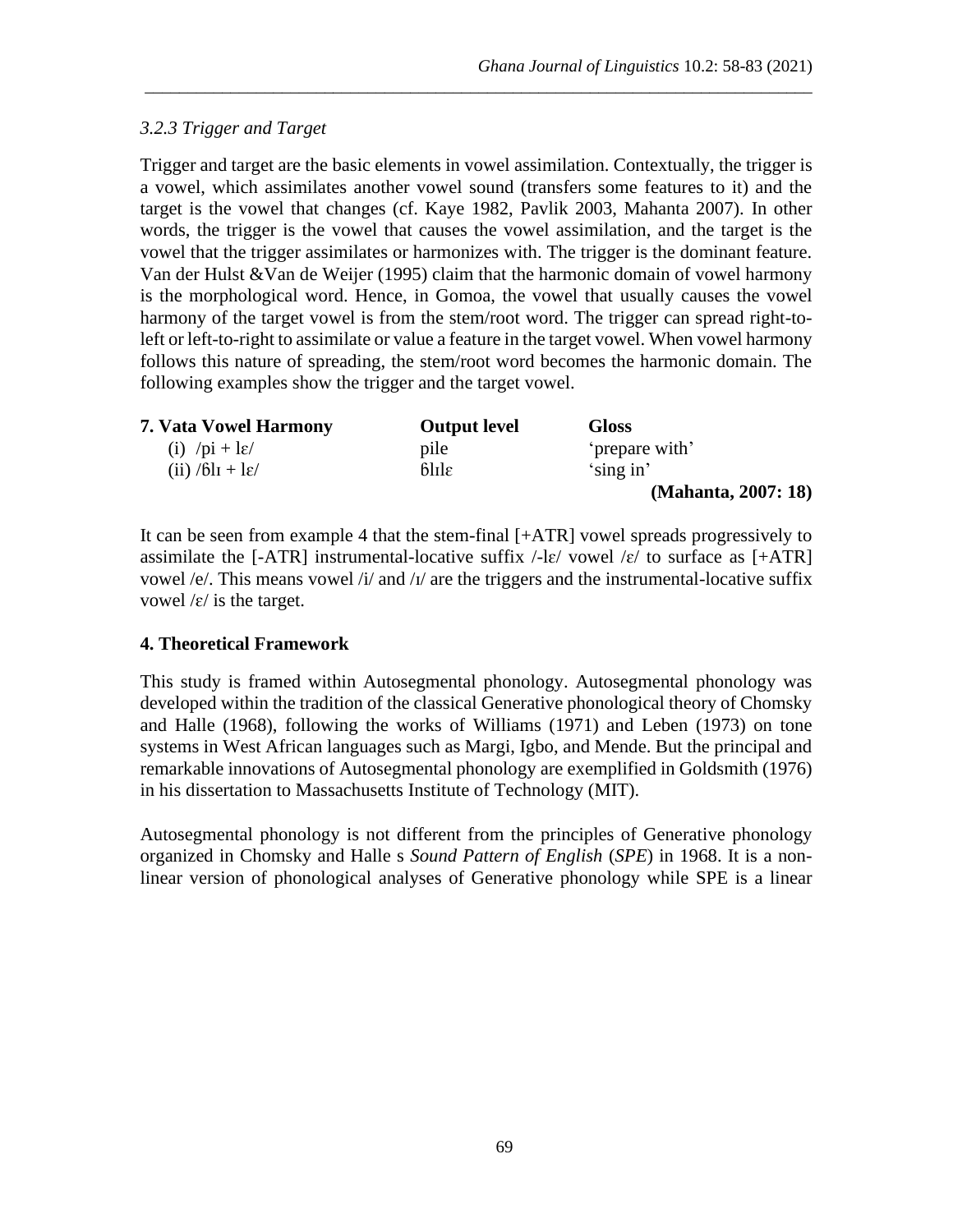### *3.2.3 Trigger and Target*

Trigger and target are the basic elements in vowel assimilation. Contextually, the trigger is a vowel, which assimilates another vowel sound (transfers some features to it) and the target is the vowel that changes (cf. Kaye 1982, Pavlik 2003, Mahanta 2007). In other words, the trigger is the vowel that causes the vowel assimilation, and the target is the vowel that the trigger assimilates or harmonizes with. The trigger is the dominant feature. Van der Hulst &Van de Weijer (1995) claim that the harmonic domain of vowel harmony is the morphological word. Hence, in Gomoa, the vowel that usually causes the vowel harmony of the target vowel is from the stem/root word. The trigger can spread right-to-left or left-to-right to assimilate or value a feature in the target vowel. When vowel harmony follows this nature of spreading, the stem/root word becomes the harmonic domain. The following examples show the trigger and the target vowel.

| **7. Vata Vowel Harmony** | **Output level** | **Gloss** |
|---|---|---|
| (i) /pi + lɛ/ | pile | 'prepare with' |
| (ii) /ɓlɪ + lɛ/ | ɓlɪlɛ | 'sing in' |

**(Mahanta, 2007: 18)**

It can be seen from example 4 that the stem-final [+ATR] vowel spreads progressively to assimilate the [-ATR] instrumental-locative suffix /-lɛ/ vowel /ɛ/ to surface as [+ATR] vowel /e/. This means vowel /i/ and /ɪ/ are the triggers and the instrumental-locative suffix vowel /ɛ/ is the target.

## **4. Theoretical Framework**

This study is framed within Autosegmental phonology. Autosegmental phonology was developed within the tradition of the classical Generative phonological theory of Chomsky and Halle (1968), following the works of Williams (1971) and Leben (1973) on tone systems in West African languages such as Margi, Igbo, and Mende. But the principal and remarkable innovations of Autosegmental phonology are exemplified in Goldsmith (1976) in his dissertation to Massachusetts Institute of Technology (MIT).

Autosegmental phonology is not different from the principles of Generative phonology organized in Chomsky and Halle s *Sound Pattern of English* (*SPE*) in 1968. It is a non-linear version of phonological analyses of Generative phonology while SPE is a linear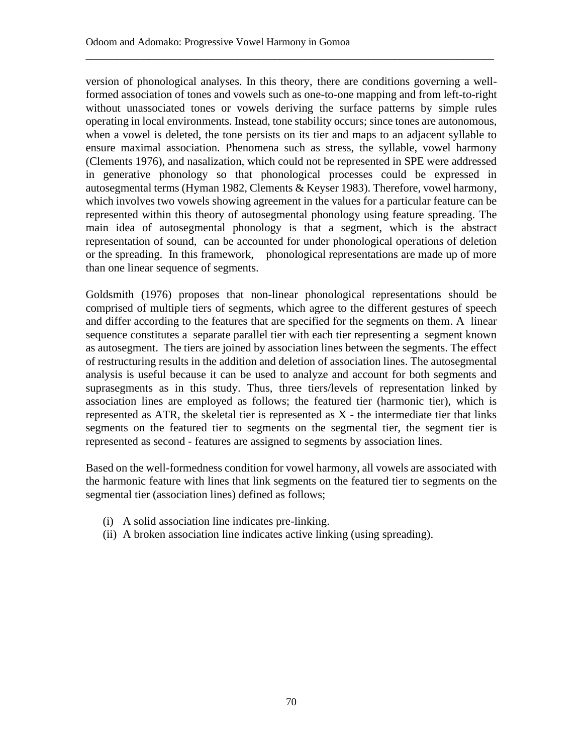version of phonological analyses. In this theory, there are conditions governing a well-formed association of tones and vowels such as one-to-one mapping and from left-to-right without unassociated tones or vowels deriving the surface patterns by simple rules operating in local environments. Instead, tone stability occurs; since tones are autonomous, when a vowel is deleted, the tone persists on its tier and maps to an adjacent syllable to ensure maximal association. Phenomena such as stress, the syllable, vowel harmony (Clements 1976), and nasalization, which could not be represented in SPE were addressed in generative phonology so that phonological processes could be expressed in autosegmental terms (Hyman 1982, Clements & Keyser 1983). Therefore, vowel harmony, which involves two vowels showing agreement in the values for a particular feature can be represented within this theory of autosegmental phonology using feature spreading. The main idea of autosegmental phonology is that a segment, which is the abstract representation of sound, can be accounted for under phonological operations of deletion or the spreading. In this framework, phonological representations are made up of more than one linear sequence of segments.

Goldsmith (1976) proposes that non-linear phonological representations should be comprised of multiple tiers of segments, which agree to the different gestures of speech and differ according to the features that are specified for the segments on them. A linear sequence constitutes a separate parallel tier with each tier representing a segment known as autosegment. The tiers are joined by association lines between the segments. The effect of restructuring results in the addition and deletion of association lines. The autosegmental analysis is useful because it can be used to analyze and account for both segments and suprasegments as in this study. Thus, three tiers/levels of representation linked by association lines are employed as follows; the featured tier (harmonic tier), which is represented as ATR, the skeletal tier is represented as X - the intermediate tier that links segments on the featured tier to segments on the segmental tier, the segment tier is represented as second - features are assigned to segments by association lines.

Based on the well-formedness condition for vowel harmony, all vowels are associated with the harmonic feature with lines that link segments on the featured tier to segments on the segmental tier (association lines) defined as follows;

(i) A solid association line indicates pre-linking.
(ii) A broken association line indicates active linking (using spreading).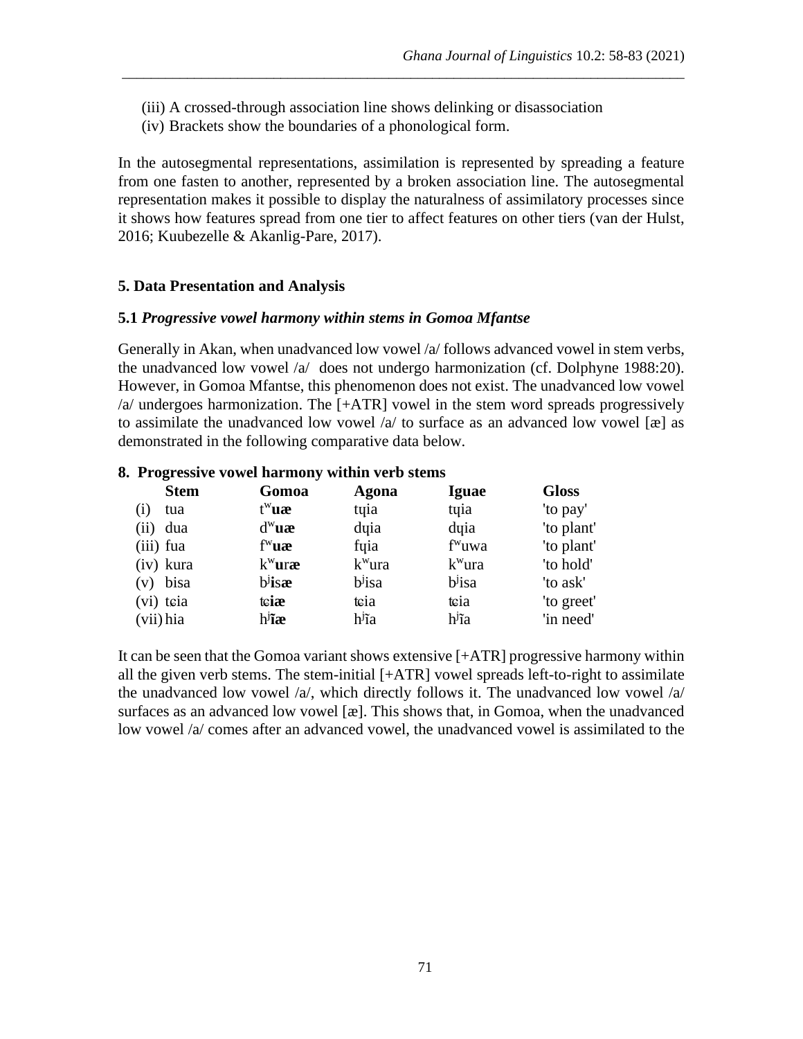(iii) A crossed-through association line shows delinking or disassociation
(iv) Brackets show the boundaries of a phonological form.

In the autosegmental representations, assimilation is represented by spreading a feature from one fasten to another, represented by a broken association line. The autosegmental representation makes it possible to display the naturalness of assimilatory processes since it shows how features spread from one tier to affect features on other tiers (van der Hulst, 2016; Kuubezelle & Akanlig-Pare, 2017).

## 5. Data Presentation and Analysis

### 5.1 *Progressive vowel harmony within stems in Gomoa Mfantse*

Generally in Akan, when unadvanced low vowel /a/ follows advanced vowel in stem verbs, the unadvanced low vowel /a/ does not undergo harmonization (cf. Dolphyne 1988:20). However, in Gomoa Mfantse, this phenomenon does not exist. The unadvanced low vowel /a/ undergoes harmonization. The [+ATR] vowel in the stem word spreads progressively to assimilate the unadvanced low vowel /a/ to surface as an advanced low vowel [æ] as demonstrated in the following comparative data below.

**8. Progressive vowel harmony within verb stems**

| | Stem | Gomoa | Agona | Iguae | Gloss |
|---|---|---|---|---|---|
| (i) | tua | tʷ**uæ** | tɥia | tɥia | 'to pay' |
| (ii) | dua | dʷ**uæ** | dɥia | dɥia | 'to plant' |
| (iii) | fua | fʷ**uæ** | fɥia | fʷuwa | 'to plant' |
| (iv) | kura | kʷ**u**r**æ** | kʷura | kʷura | 'to hold' |
| (v) | bisa | bʲ**i**s**æ** | bʲisa | bʲisa | 'to ask' |
| (vi) | tɕia | tɕ**iæ** | tɕia | tɕia | 'to greet' |
| (vii) | hia | hʲ**ĩæ** | hʲĩa | hʲĩa | 'in need' |

It can be seen that the Gomoa variant shows extensive [+ATR] progressive harmony within all the given verb stems. The stem-initial [+ATR] vowel spreads left-to-right to assimilate the unadvanced low vowel /a/, which directly follows it. The unadvanced low vowel /a/ surfaces as an advanced low vowel [æ]. This shows that, in Gomoa, when the unadvanced low vowel /a/ comes after an advanced vowel, the unadvanced vowel is assimilated to the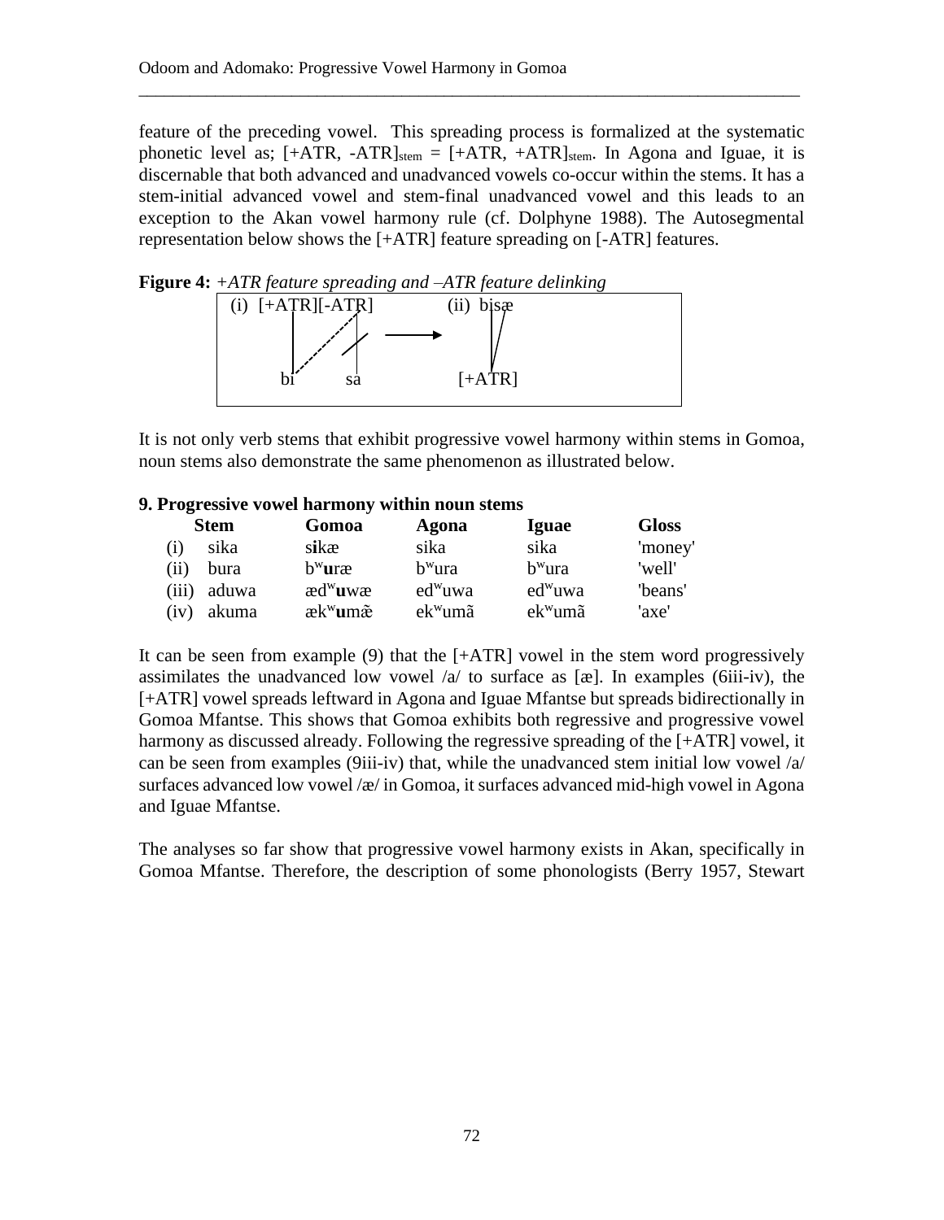feature of the preceding vowel. This spreading process is formalized at the systematic phonetic level as; [+ATR, -ATR]$_{stem}$ = [+ATR, +ATR]$_{stem}$. In Agona and Iguae, it is discernable that both advanced and unadvanced vowels co-occur within the stems. It has a stem-initial advanced vowel and stem-final unadvanced vowel and this leads to an exception to the Akan vowel harmony rule (cf. Dolphyne 1988). The Autosegmental representation below shows the [+ATR] feature spreading on [-ATR] features.

**Figure 4:** *+ATR feature spreading and –ATR feature delinking*

```
(i)  [+ATR][-ATR]          (ii)  bisæ
        |    /  |                 | /
        |   /  /|                 |/
        bi      sa              [+ATR]
                        ───►
```

It is not only verb stems that exhibit progressive vowel harmony within stems in Gomoa, noun stems also demonstrate the same phenomenon as illustrated below.

**9. Progressive vowel harmony within noun stems**

| | Stem | Gomoa | Agona | Iguae | Gloss |
|---|---|---|---|---|---|
| (i) | sika | s**i**kæ | sika | sika | 'money' |
| (ii) | bura | bʷ**u**ræ | bʷura | bʷura | 'well' |
| (iii) | aduwa | ædʷ**u**wæ | edʷuwa | edʷuwa | 'beans' |
| (iv) | akuma | ækʷ**u**mæ̃ | ekʷumã | ekʷumã | 'axe' |

It can be seen from example (9) that the [+ATR] vowel in the stem word progressively assimilates the unadvanced low vowel /a/ to surface as [æ]. In examples (6iii-iv), the [+ATR] vowel spreads leftward in Agona and Iguae Mfantse but spreads bidirectionally in Gomoa Mfantse. This shows that Gomoa exhibits both regressive and progressive vowel harmony as discussed already. Following the regressive spreading of the [+ATR] vowel, it can be seen from examples (9iii-iv) that, while the unadvanced stem initial low vowel /a/ surfaces advanced low vowel /æ/ in Gomoa, it surfaces advanced mid-high vowel in Agona and Iguae Mfantse.

The analyses so far show that progressive vowel harmony exists in Akan, specifically in Gomoa Mfantse. Therefore, the description of some phonologists (Berry 1957, Stewart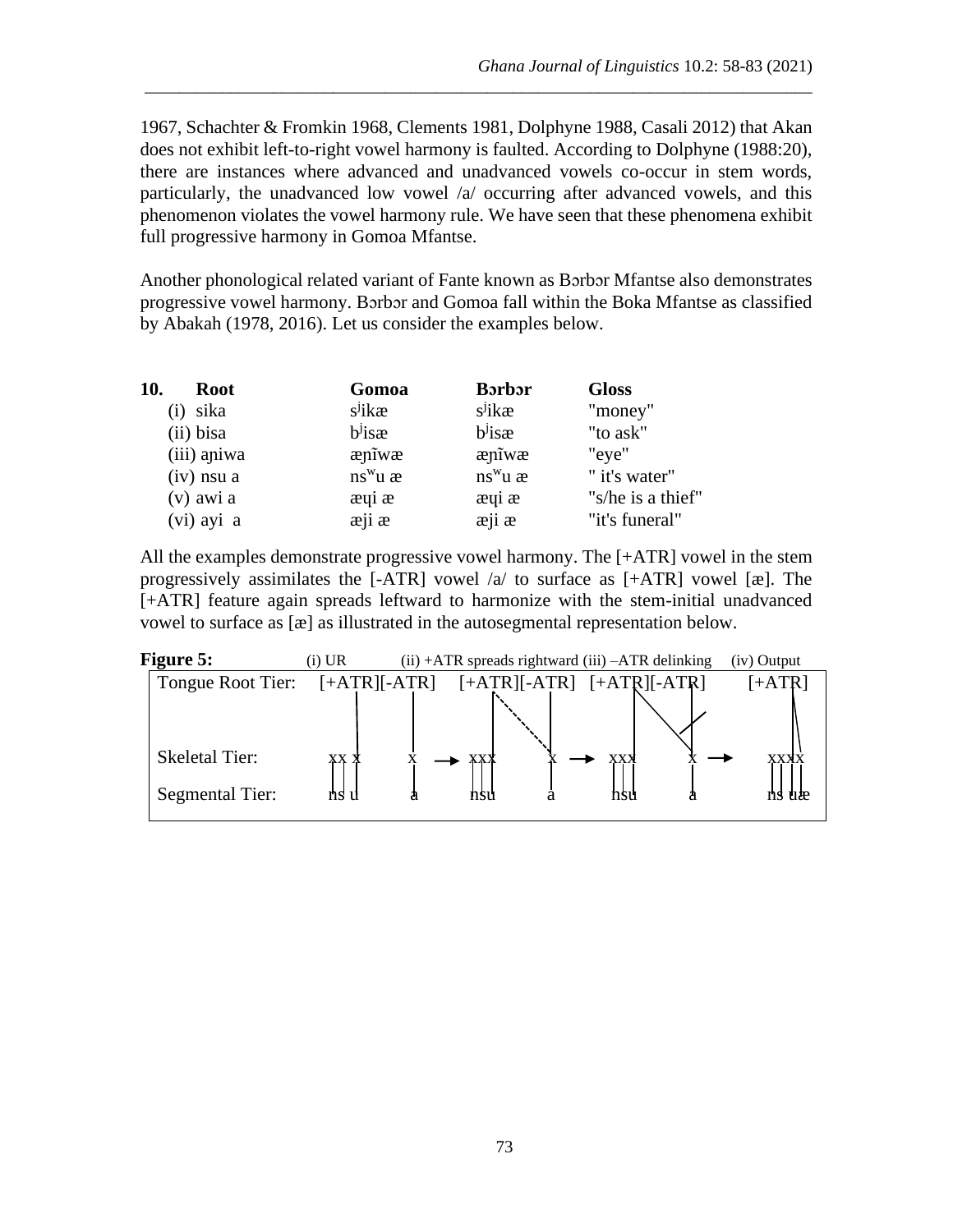1967, Schachter & Fromkin 1968, Clements 1981, Dolphyne 1988, Casali 2012) that Akan does not exhibit left-to-right vowel harmony is faulted. According to Dolphyne (1988:20), there are instances where advanced and unadvanced vowels co-occur in stem words, particularly, the unadvanced low vowel /a/ occurring after advanced vowels, and this phenomenon violates the vowel harmony rule. We have seen that these phenomena exhibit full progressive harmony in Gomoa Mfantse.

Another phonological related variant of Fante known as Bɔrbɔr Mfantse also demonstrates progressive vowel harmony. Bɔrbɔr and Gomoa fall within the Boka Mfantse as classified by Abakah (1978, 2016). Let us consider the examples below.

| 10. Root | Gomoa | Bɔrbɔr | Gloss |
|---|---|---|---|
| (i) sika | sʲikæ | sʲikæ | "money" |
| (ii) bisa | bʲisæ | bʲisæ | "to ask" |
| (iii) aɲiwa | æɲĩwæ | æɲĩwæ | "eye" |
| (iv) nsu a | nsʷu æ | nsʷu æ | " it's water" |
| (v) awi a | æɥi æ | æɥi æ | "s/he is a thief" |
| (vi) ayi a | æji æ | æji æ | "it's funeral" |

All the examples demonstrate progressive vowel harmony. The [+ATR] vowel in the stem progressively assimilates the [-ATR] vowel /a/ to surface as [+ATR] vowel [æ]. The [+ATR] feature again spreads leftward to harmonize with the stem-initial unadvanced vowel to surface as [æ] as illustrated in the autosegmental representation below.

**Figure 5:** (i) UR (ii) +ATR spreads rightward (iii) –ATR delinking (iv) Output

| | (i) UR | (ii) +ATR spreads rightward | (iii) –ATR delinking | (iv) Output |
|---|---|---|---|---|
| Tongue Root Tier: | [+ATR][-ATR] | [+ATR][-ATR] | [+ATR][-ATR] | [+ATR] |
| Skeletal Tier: | xx x x | xxx x | xxx x | xxxx |
| Segmental Tier: | ns u a | nsu a | nsu a | ns uæ |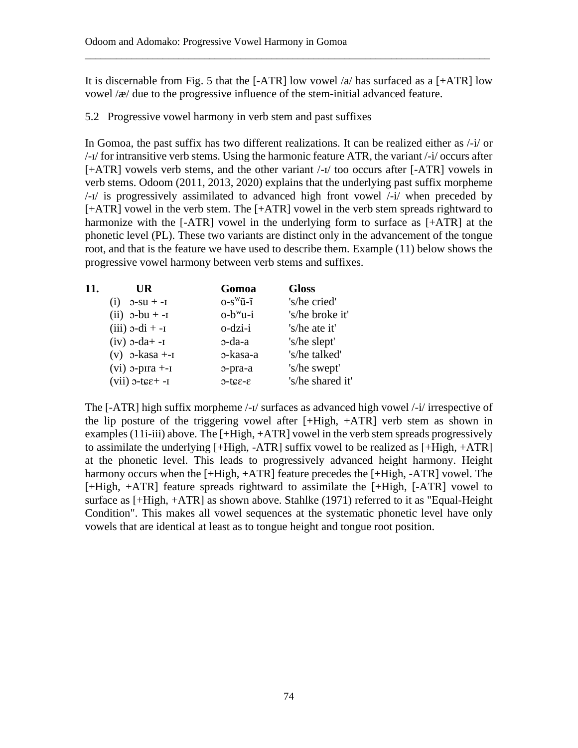It is discernable from Fig. 5 that the [-ATR] low vowel /a/ has surfaced as a [+ATR] low vowel /æ/ due to the progressive influence of the stem-initial advanced feature.

## 5.2 Progressive vowel harmony in verb stem and past suffixes

In Gomoa, the past suffix has two different realizations. It can be realized either as /-i/ or /-ɪ/ for intransitive verb stems. Using the harmonic feature ATR, the variant /-i/ occurs after [+ATR] vowels verb stems, and the other variant /-ɪ/ too occurs after [-ATR] vowels in verb stems. Odoom (2011, 2013, 2020) explains that the underlying past suffix morpheme /-ɪ/ is progressively assimilated to advanced high front vowel /-i/ when preceded by [+ATR] vowel in the verb stem. The [+ATR] vowel in the verb stem spreads rightward to harmonize with the [-ATR] vowel in the underlying form to surface as [+ATR] at the phonetic level (PL). These two variants are distinct only in the advancement of the tongue root, and that is the feature we have used to describe them. Example (11) below shows the progressive vowel harmony between verb stems and suffixes.

| **11.** | **UR** | **Gomoa** | **Gloss** |
|---|---|---|---|
| | (i) ɔ-su + -ɪ | o-sʷũ-ĩ | 's/he cried' |
| | (ii) ɔ-bu + -ɪ | o-bʷu-i | 's/he broke it' |
| | (iii) ɔ-di + -ɪ | o-dzi-i | 's/he ate it' |
| | (iv) ɔ-da+ -ɪ | ɔ-da-a | 's/he slept' |
| | (v) ɔ-kasa +-ɪ | ɔ-kasa-a | 's/he talked' |
| | (vi) ɔ-pɪra +-ɪ | ɔ-pra-a | 's/he swept' |
| | (vii) ɔ-tɕɛ+ -ɪ | ɔ-tɕɛ-ɛ | 's/he shared it' |

The [-ATR] high suffix morpheme /-ɪ/ surfaces as advanced high vowel /-i/ irrespective of the lip posture of the triggering vowel after [+High, +ATR] verb stem as shown in examples (11i-iii) above. The [+High, +ATR] vowel in the verb stem spreads progressively to assimilate the underlying [+High, -ATR] suffix vowel to be realized as [+High, +ATR] at the phonetic level. This leads to progressively advanced height harmony. Height harmony occurs when the [+High, +ATR] feature precedes the [+High, -ATR] vowel. The [+High, +ATR] feature spreads rightward to assimilate the [+High, [-ATR] vowel to surface as [+High, +ATR] as shown above. Stahlke (1971) referred to it as "Equal-Height Condition". This makes all vowel sequences at the systematic phonetic level have only vowels that are identical at least as to tongue height and tongue root position.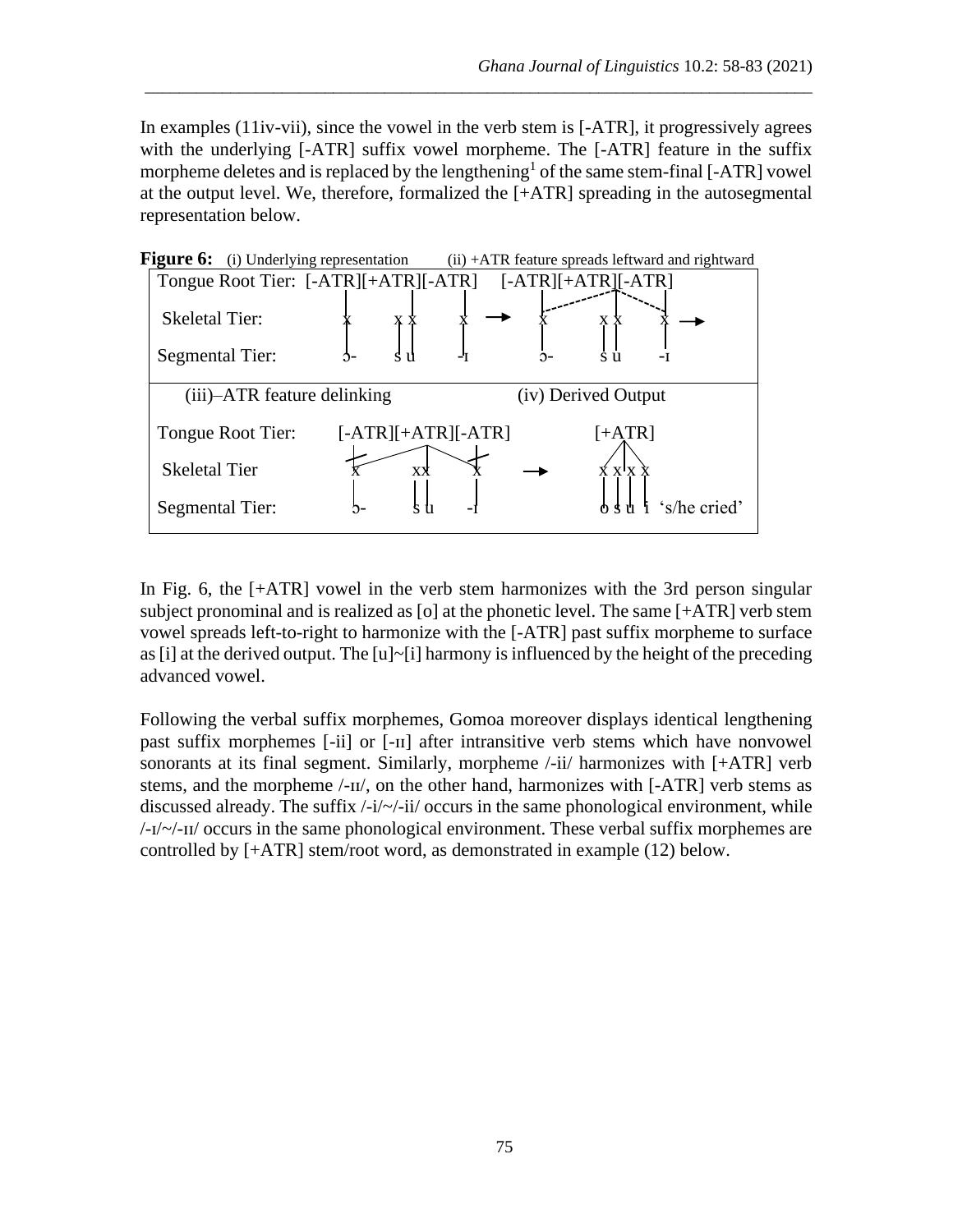In examples (11iv-vii), since the vowel in the verb stem is [-ATR], it progressively agrees with the underlying [-ATR] suffix vowel morpheme. The [-ATR] feature in the suffix morpheme deletes and is replaced by the lengthening[1] of the same stem-final [-ATR] vowel at the output level. We, therefore, formalized the [+ATR] spreading in the autosegmental representation below.

**Figure 6:** (i) Underlying representation (ii) +ATR feature spreads leftward and rightward

```
Tongue Root Tier:  [-ATR][+ATR][-ATR]      [-ATR][+ATR][-ATR]
Skeletal Tier:       x      x x     x   →    x      x x     x   →
Segmental Tier:      ɔ-     s u    -ɪ        ɔ-     s u    -ɪ

(iii)–ATR feature delinking                (iv) Derived Output

Tongue Root Tier:    [-ATR][+ATR][-ATR]        [+ATR]
Skeletal Tier          x     xx     x    →     x x x x
Segmental Tier:        ɔ-    s u   -ɪ          o s u i  's/he cried'
```

In Fig. 6, the [+ATR] vowel in the verb stem harmonizes with the 3rd person singular subject pronominal and is realized as [o] at the phonetic level. The same [+ATR] verb stem vowel spreads left-to-right to harmonize with the [-ATR] past suffix morpheme to surface as [i] at the derived output. The [u]~[i] harmony is influenced by the height of the preceding advanced vowel.

Following the verbal suffix morphemes, Gomoa moreover displays identical lengthening past suffix morphemes [-ii] or [-ɪɪ] after intransitive verb stems which have nonvowel sonorants at its final segment. Similarly, morpheme /-ii/ harmonizes with [+ATR] verb stems, and the morpheme /-ɪɪ/, on the other hand, harmonizes with [-ATR] verb stems as discussed already. The suffix /-i/~/-ii/ occurs in the same phonological environment, while /-ɪ/~/-ɪɪ/ occurs in the same phonological environment. These verbal suffix morphemes are controlled by [+ATR] stem/root word, as demonstrated in example (12) below.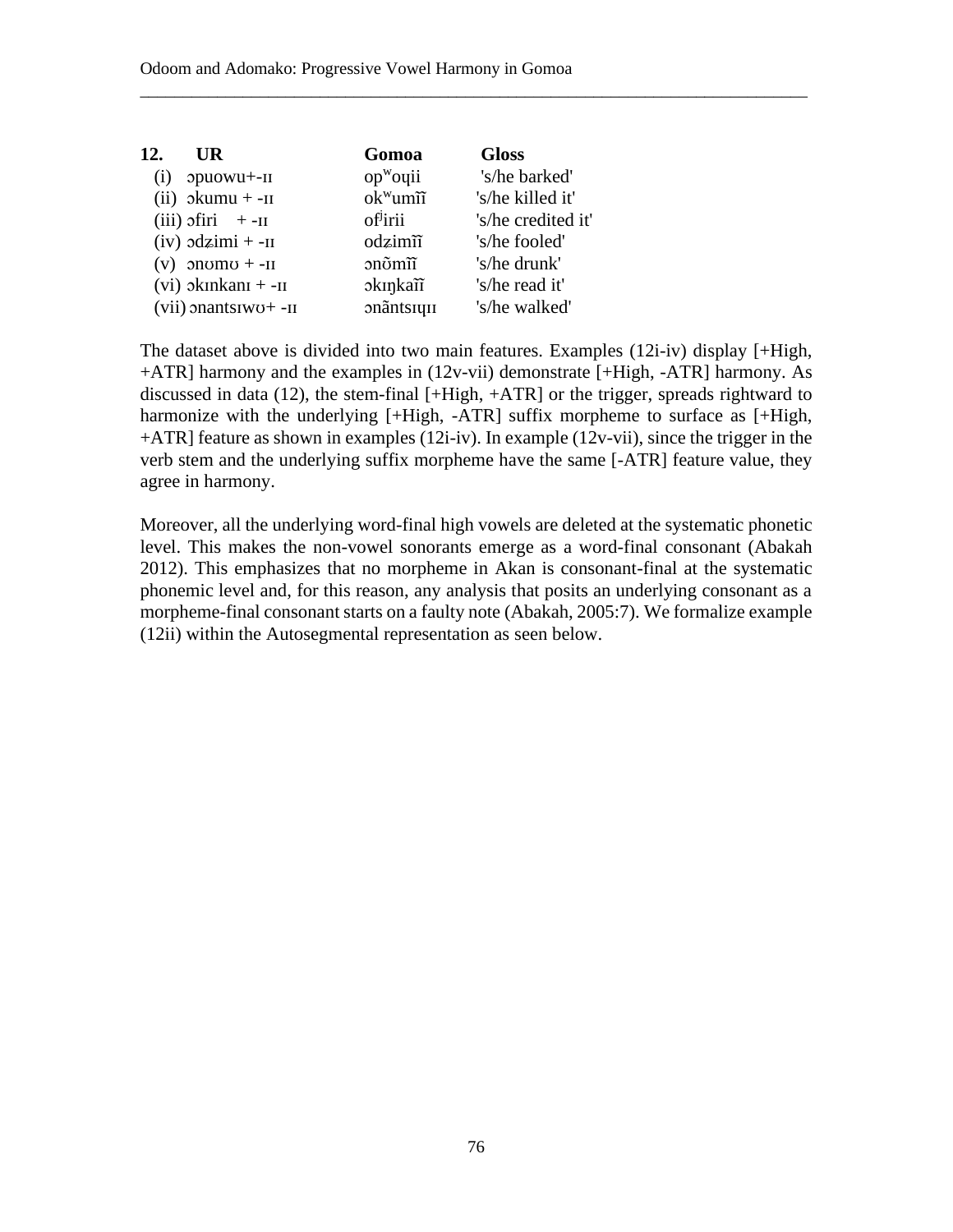| 12. UR | Gomoa | Gloss |
|---|---|---|
| (i) ɔpuowu+-ɪɪ | opʷoɥii | 's/he barked' |
| (ii) ɔkumu + -ɪɪ | okʷumĩĩ | 's/he killed it' |
| (iii) ɔfiri + -ɪɪ | ofʲirii | 's/he credited it' |
| (iv) ɔdʑimi + -ɪɪ | odʑimĩĩ | 's/he fooled' |
| (v) ɔnʊmʊ + -ɪɪ | ɔnʊ̃mĩĩ | 's/he drunk' |
| (vi) ɔkɪnkanɪ + -ɪɪ | ɔkɪŋkaɪ̃ɪ̃ | 's/he read it' |
| (vii) ɔnantsɪwʊ+ -ɪɪ | ɔnãntsɪɥɪɪ | 's/he walked' |

The dataset above is divided into two main features. Examples (12i-iv) display [+High, +ATR] harmony and the examples in (12v-vii) demonstrate [+High, -ATR] harmony. As discussed in data (12), the stem-final [+High, +ATR] or the trigger, spreads rightward to harmonize with the underlying [+High, -ATR] suffix morpheme to surface as [+High, +ATR] feature as shown in examples (12i-iv). In example (12v-vii), since the trigger in the verb stem and the underlying suffix morpheme have the same [-ATR] feature value, they agree in harmony.

Moreover, all the underlying word-final high vowels are deleted at the systematic phonetic level. This makes the non-vowel sonorants emerge as a word-final consonant (Abakah 2012). This emphasizes that no morpheme in Akan is consonant-final at the systematic phonemic level and, for this reason, any analysis that posits an underlying consonant as a morpheme-final consonant starts on a faulty note (Abakah, 2005:7). We formalize example (12ii) within the Autosegmental representation as seen below.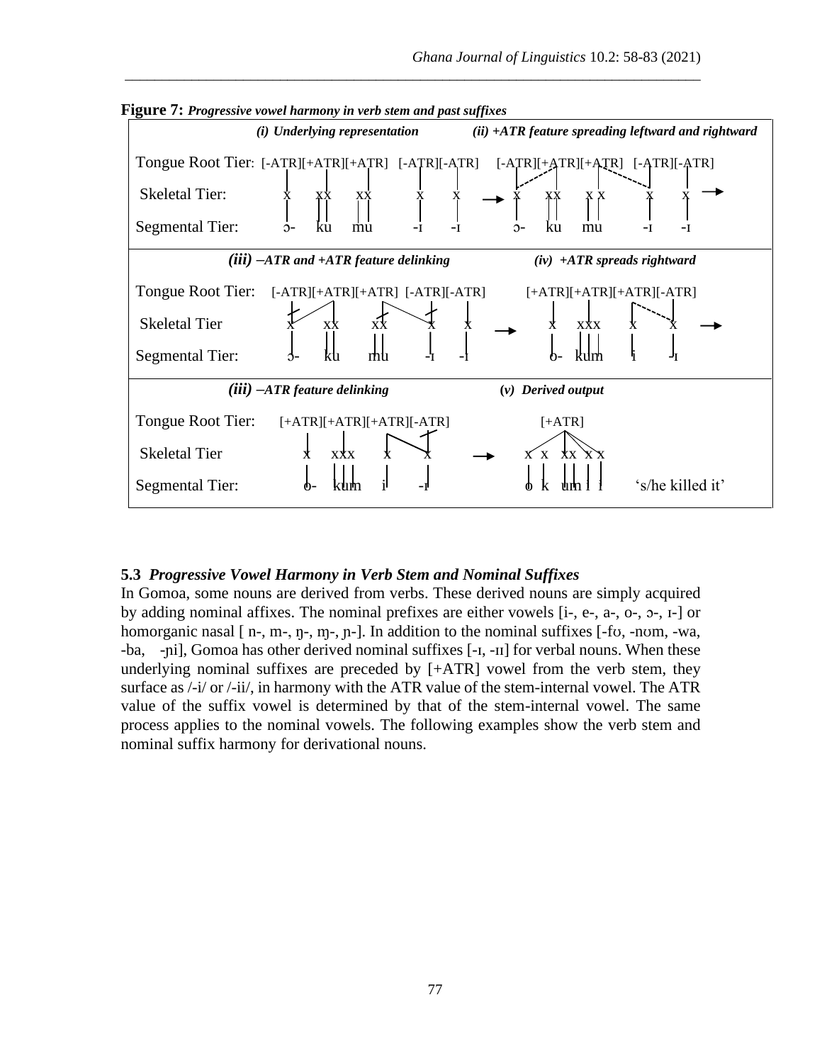**Figure 7:** ***Progressive vowel harmony in verb stem and past suffixes***

| *(i) Underlying representation* | *(ii) +ATR feature spreading leftward and rightward* |
|---|---|
| Tongue Root Tier: [-ATR][+ATR][+ATR] [-ATR][-ATR] | [-ATR][+ATR][+ATR] [-ATR][-ATR] |
| Skeletal Tier: x xx xx x x | → x xx x x x x → |
| Segmental Tier: ɔ- ku mu -ɪ -ɪ | ɔ- ku mu -ɪ -ɪ |
| ***(iii) –ATR and +ATR feature delinking*** | ***(iv) +ATR spreads rightward*** |
| Tongue Root Tier: [-ATR][+ATR][+ATR] [-ATR][-ATR] | [+ATR][+ATR][+ATR][-ATR] |
| Skeletal Tier x xx xx x x | → x xxx x x → |
| Segmental Tier: ɔ- ku mu -ɪ -ɪ | o- kum i -ɪ |
| ***(iii) –ATR feature delinking*** | ***(v) Derived output*** |
| Tongue Root Tier: [+ATR][+ATR][+ATR][-ATR] | [+ATR] |
| Skeletal Tier x xxx x x | → x x xx x x |
| Segmental Tier: o- kum i -ɪ | o k um i i ‘s/he killed it’ |

### 5.3 *Progressive Vowel Harmony in Verb Stem and Nominal Suffixes*

In Gomoa, some nouns are derived from verbs. These derived nouns are simply acquired by adding nominal affixes. The nominal prefixes are either vowels [i-, e-, a-, o-, ɔ-, ɪ-] or homorganic nasal [ n-, m-, ŋ-, ɱ-, ɲ-]. In addition to the nominal suffixes [-fʊ, -nʊm, -wa, -ba, -ɲi], Gomoa has other derived nominal suffixes [-ɪ, -ɪɪ] for verbal nouns. When these underlying nominal suffixes are preceded by [+ATR] vowel from the verb stem, they surface as /-i/ or /-ii/, in harmony with the ATR value of the stem-internal vowel. The ATR value of the suffix vowel is determined by that of the stem-internal vowel. The same process applies to the nominal vowels. The following examples show the verb stem and nominal suffix harmony for derivational nouns.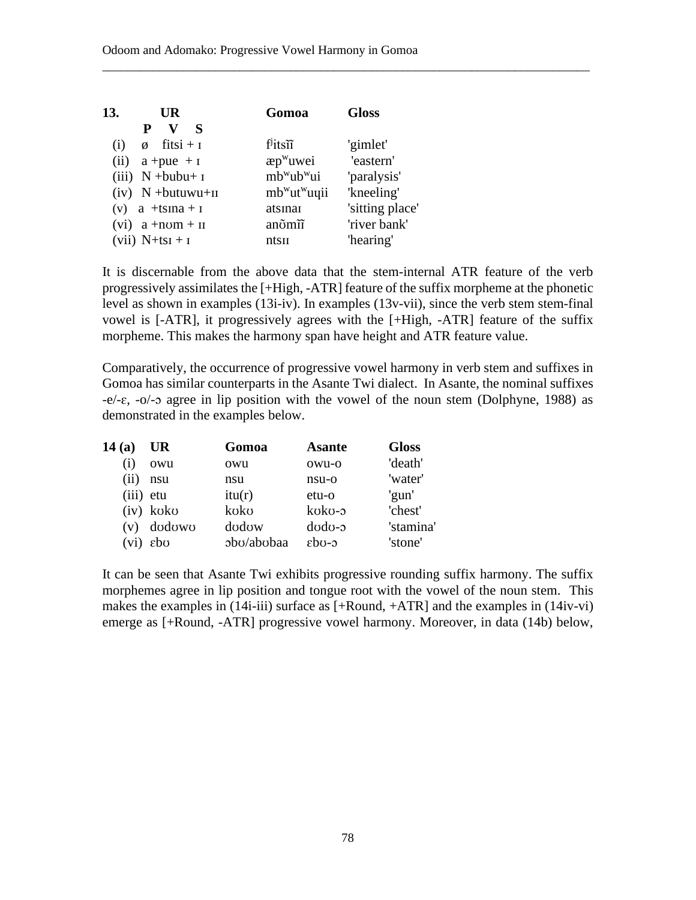| 13. | UR | Gomoa | Gloss |
|---|---|---|---|
| | P V S | | |
| (i) | ø fitsi + ɪ | fʲitsɪ̃ɪ̃ | 'gimlet' |
| (ii) | a +pue + ɪ | æpʷuwei | 'eastern' |
| (iii) | N +bubu+ ɪ | mbʷubʷui | 'paralysis' |
| (iv) | N +butuwu+ɪɪ | mbʷutʷuɥii | 'kneeling' |
| (v) | a +tsɪna + ɪ | atsɪnaɪ | 'sitting place' |
| (vi) | a +nʊm + ɪɪ | anʊ̃mɪ̃ɪ̃ | 'river bank' |
| (vii) | N+tsɪ + ɪ | ntsɪɪ | 'hearing' |

It is discernable from the above data that the stem-internal ATR feature of the verb progressively assimilates the [+High, -ATR] feature of the suffix morpheme at the phonetic level as shown in examples (13i-iv). In examples (13v-vii), since the verb stem stem-final vowel is [-ATR], it progressively agrees with the [+High, -ATR] feature of the suffix morpheme. This makes the harmony span have height and ATR feature value.

Comparatively, the occurrence of progressive vowel harmony in verb stem and suffixes in Gomoa has similar counterparts in the Asante Twi dialect. In Asante, the nominal suffixes -e/-ɛ, -o/-ɔ agree in lip position with the vowel of the noun stem (Dolphyne, 1988) as demonstrated in the examples below.

| 14 (a) | UR | Gomoa | Asante | Gloss |
|---|---|---|---|---|
| (i) | owu | owu | owu-o | 'death' |
| (ii) | nsu | nsu | nsu-o | 'water' |
| (iii) | etu | itu(r) | etu-o | 'gun' |
| (iv) | kʊkʊ | kʊkʊ | kʊkʊ-ɔ | 'chest' |
| (v) | dʊdʊwʊ | dʊdʊw | dʊdʊ-ɔ | 'stamina' |
| (vi) | ɛbʊ | ɔbʊ/abʊbaa | ɛbʊ-ɔ | 'stone' |

It can be seen that Asante Twi exhibits progressive rounding suffix harmony. The suffix morphemes agree in lip position and tongue root with the vowel of the noun stem. This makes the examples in (14i-iii) surface as [+Round, +ATR] and the examples in (14iv-vi) emerge as [+Round, -ATR] progressive vowel harmony. Moreover, in data (14b) below,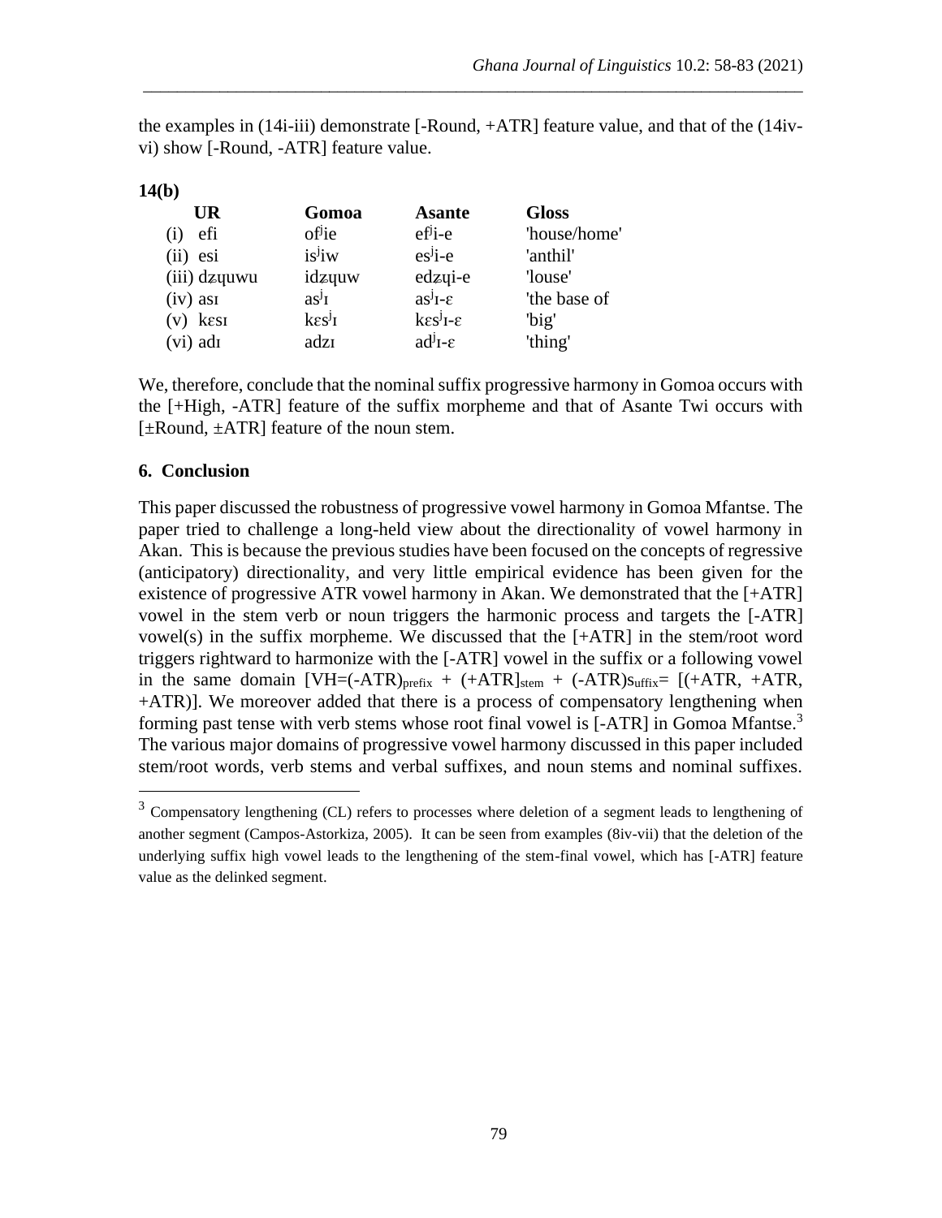the examples in (14i-iii) demonstrate [-Round, +ATR] feature value, and that of the (14iv-vi) show [-Round, -ATR] feature value.

**14(b)**

| UR | Gomoa | Asante | Gloss |
|---|---|---|---|
| (i) efi | ofʲie | efʲi-e | 'house/home' |
| (ii) esi | isʲiw | esʲi-e | 'anthil' |
| (iii) dʑɥuwu | idʑɥuw | edʑɥi-e | 'louse' |
| (iv) asɪ | asʲɪ | asʲɪ-ɛ | 'the base of |
| (v) kɛsɪ | kɛsʲɪ | kɛsʲɪ-ɛ | 'big' |
| (vi) adɪ | adzɪ | adʲɪ-ɛ | 'thing' |

We, therefore, conclude that the nominal suffix progressive harmony in Gomoa occurs with the [+High, -ATR] feature of the suffix morpheme and that of Asante Twi occurs with [±Round, ±ATR] feature of the noun stem.

## 6. Conclusion

This paper discussed the robustness of progressive vowel harmony in Gomoa Mfantse. The paper tried to challenge a long-held view about the directionality of vowel harmony in Akan. This is because the previous studies have been focused on the concepts of regressive (anticipatory) directionality, and very little empirical evidence has been given for the existence of progressive ATR vowel harmony in Akan. We demonstrated that the [+ATR] vowel in the stem verb or noun triggers the harmonic process and targets the [-ATR] vowel(s) in the suffix morpheme. We discussed that the [+ATR] in the stem/root word triggers rightward to harmonize with the [-ATR] vowel in the suffix or a following vowel in the same domain $[\text{VH}=(\text{-ATR})_{\text{prefix}} + (\text{+ATR}]_{\text{stem}} + (\text{-ATR})\text{s}_{\text{suffix}}= [(\text{+ATR}, \text{+ATR}, \text{+ATR})]$. We moreover added that there is a process of compensatory lengthening when forming past tense with verb stems whose root final vowel is [-ATR] in Gomoa Mfantse.[3] The various major domains of progressive vowel harmony discussed in this paper included stem/root words, verb stems and verbal suffixes, and noun stems and nominal suffixes.

[3] Compensatory lengthening (CL) refers to processes where deletion of a segment leads to lengthening of another segment (Campos-Astorkiza, 2005). It can be seen from examples (8iv-vii) that the deletion of the underlying suffix high vowel leads to the lengthening of the stem-final vowel, which has [-ATR] feature value as the delinked segment.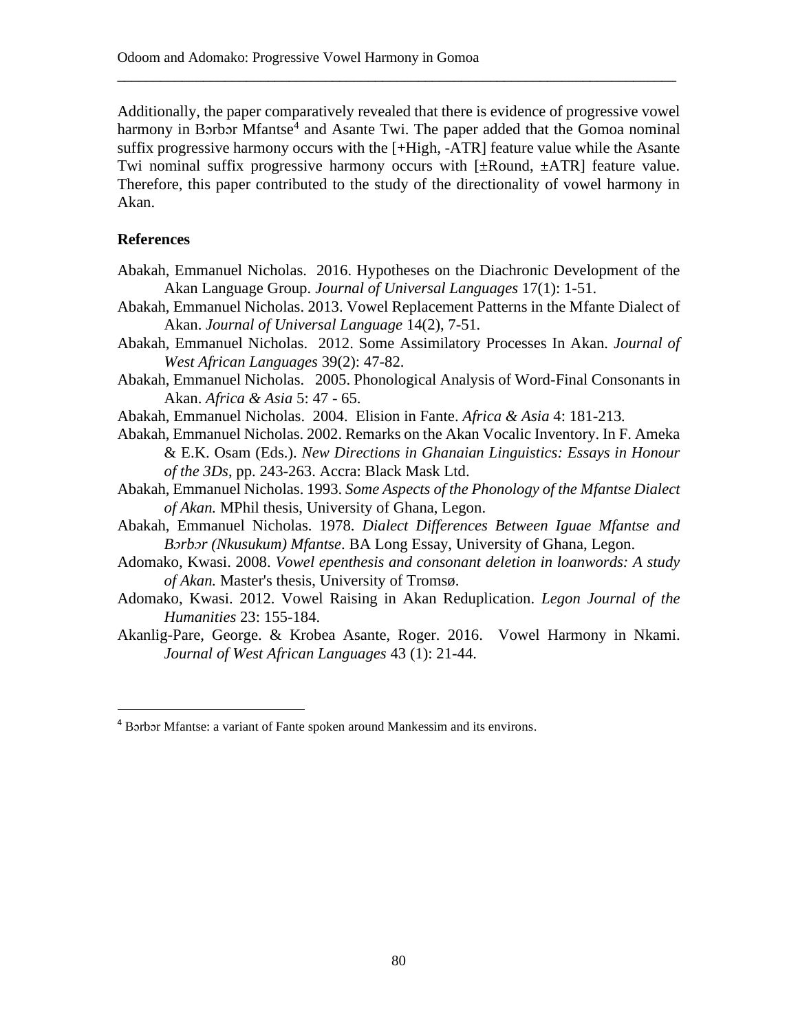Additionally, the paper comparatively revealed that there is evidence of progressive vowel harmony in Bɔrbɔr Mfantse[4] and Asante Twi. The paper added that the Gomoa nominal suffix progressive harmony occurs with the [+High, -ATR] feature value while the Asante Twi nominal suffix progressive harmony occurs with [±Round, ±ATR] feature value. Therefore, this paper contributed to the study of the directionality of vowel harmony in Akan.

## References

Abakah, Emmanuel Nicholas. 2016. Hypotheses on the Diachronic Development of the Akan Language Group. *Journal of Universal Languages* 17(1): 1-51.

Abakah, Emmanuel Nicholas. 2013. Vowel Replacement Patterns in the Mfante Dialect of Akan. *Journal of Universal Language* 14(2), 7-51.

Abakah, Emmanuel Nicholas. 2012. Some Assimilatory Processes In Akan. *Journal of West African Languages* 39(2): 47-82.

Abakah, Emmanuel Nicholas. 2005. Phonological Analysis of Word-Final Consonants in Akan. *Africa & Asia* 5: 47 - 65.

Abakah, Emmanuel Nicholas. 2004. Elision in Fante. *Africa & Asia* 4: 181-213.

Abakah, Emmanuel Nicholas. 2002. Remarks on the Akan Vocalic Inventory. In F. Ameka & E.K. Osam (Eds.). *New Directions in Ghanaian Linguistics: Essays in Honour of the 3Ds*, pp. 243-263. Accra: Black Mask Ltd.

Abakah, Emmanuel Nicholas. 1993. *Some Aspects of the Phonology of the Mfantse Dialect of Akan.* MPhil thesis, University of Ghana, Legon.

Abakah, Emmanuel Nicholas. 1978. *Dialect Differences Between Iguae Mfantse and Bɔrbɔr (Nkusukum) Mfantse*. BA Long Essay, University of Ghana, Legon.

Adomako, Kwasi. 2008. *Vowel epenthesis and consonant deletion in loanwords: A study of Akan.* Master's thesis, University of Tromsø.

Adomako, Kwasi. 2012. Vowel Raising in Akan Reduplication. *Legon Journal of the Humanities* 23: 155-184.

Akanlig-Pare, George. & Krobea Asante, Roger. 2016. Vowel Harmony in Nkami. *Journal of West African Languages* 43 (1): 21-44.

---

[4] Bɔrbɔr Mfantse: a variant of Fante spoken around Mankessim and its environs.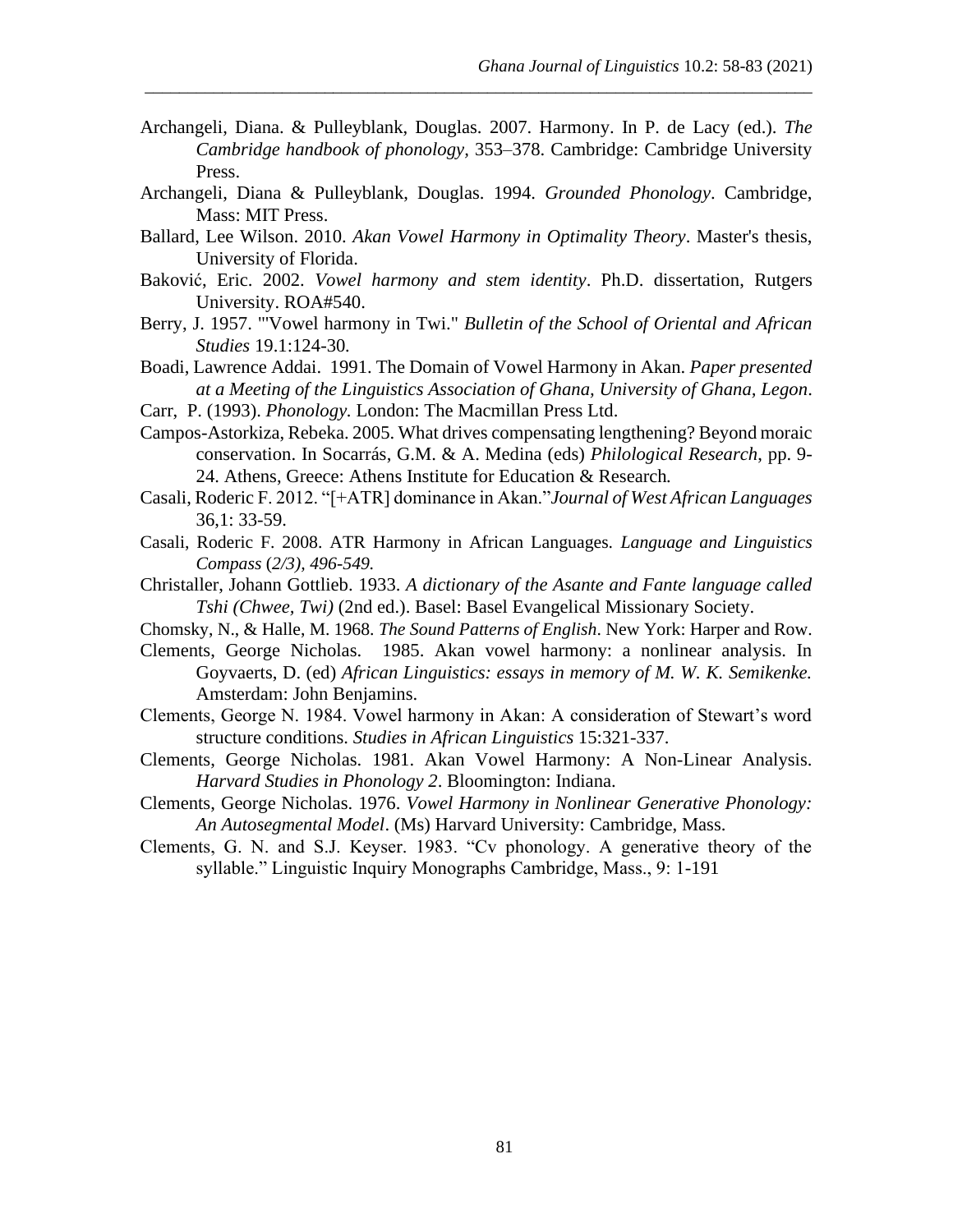Archangeli, Diana. & Pulleyblank, Douglas. 2007. Harmony. In P. de Lacy (ed.). *The Cambridge handbook of phonology*, 353–378. Cambridge: Cambridge University Press.

Archangeli, Diana & Pulleyblank, Douglas. 1994. *Grounded Phonology*. Cambridge, Mass: MIT Press.

Ballard, Lee Wilson. 2010. *Akan Vowel Harmony in Optimality Theory*. Master's thesis, University of Florida.

Baković, Eric. 2002. *Vowel harmony and stem identity*. Ph.D. dissertation, Rutgers University. ROA#540.

Berry, J. 1957. "'Vowel harmony in Twi." *Bulletin of the School of Oriental and African Studies* 19.1:124-30.

Boadi, Lawrence Addai. 1991. The Domain of Vowel Harmony in Akan. *Paper presented at a Meeting of the Linguistics Association of Ghana, University of Ghana, Legon*.

Carr, P. (1993). *Phonology.* London: The Macmillan Press Ltd.

Campos-Astorkiza, Rebeka. 2005. What drives compensating lengthening? Beyond moraic conservation. In Socarrás, G.M. & A. Medina (eds) *Philological Research,* pp. 9-24. Athens, Greece: Athens Institute for Education & Research*.*

Casali, Roderic F. 2012. "[+ATR] dominance in Akan."*Journal of West African Languages* 36,1: 33-59.

Casali, Roderic F. 2008. ATR Harmony in African Languages. *Language and Linguistics Compass* (*2/3), 496-549.*

Christaller, Johann Gottlieb. 1933. *A dictionary of the Asante and Fante language called Tshi (Chwee, Twi)* (2nd ed.). Basel: Basel Evangelical Missionary Society.

Chomsky, N., & Halle, M. 1968. *The Sound Patterns of English*. New York: Harper and Row.

Clements, George Nicholas. 1985. Akan vowel harmony: a nonlinear analysis. In Goyvaerts, D. (ed) *African Linguistics: essays in memory of M. W. K. Semikenke.* Amsterdam: John Benjamins.

Clements, George N. 1984. Vowel harmony in Akan: A consideration of Stewart's word structure conditions. *Studies in African Linguistics* 15:321-337.

Clements, George Nicholas. 1981. Akan Vowel Harmony: A Non-Linear Analysis. *Harvard Studies in Phonology 2*. Bloomington: Indiana.

Clements, George Nicholas. 1976. *Vowel Harmony in Nonlinear Generative Phonology: An Autosegmental Model*. (Ms) Harvard University: Cambridge, Mass.

Clements, G. N. and S.J. Keyser. 1983. "Cv phonology. A generative theory of the syllable." Linguistic Inquiry Monographs Cambridge, Mass., 9: 1-191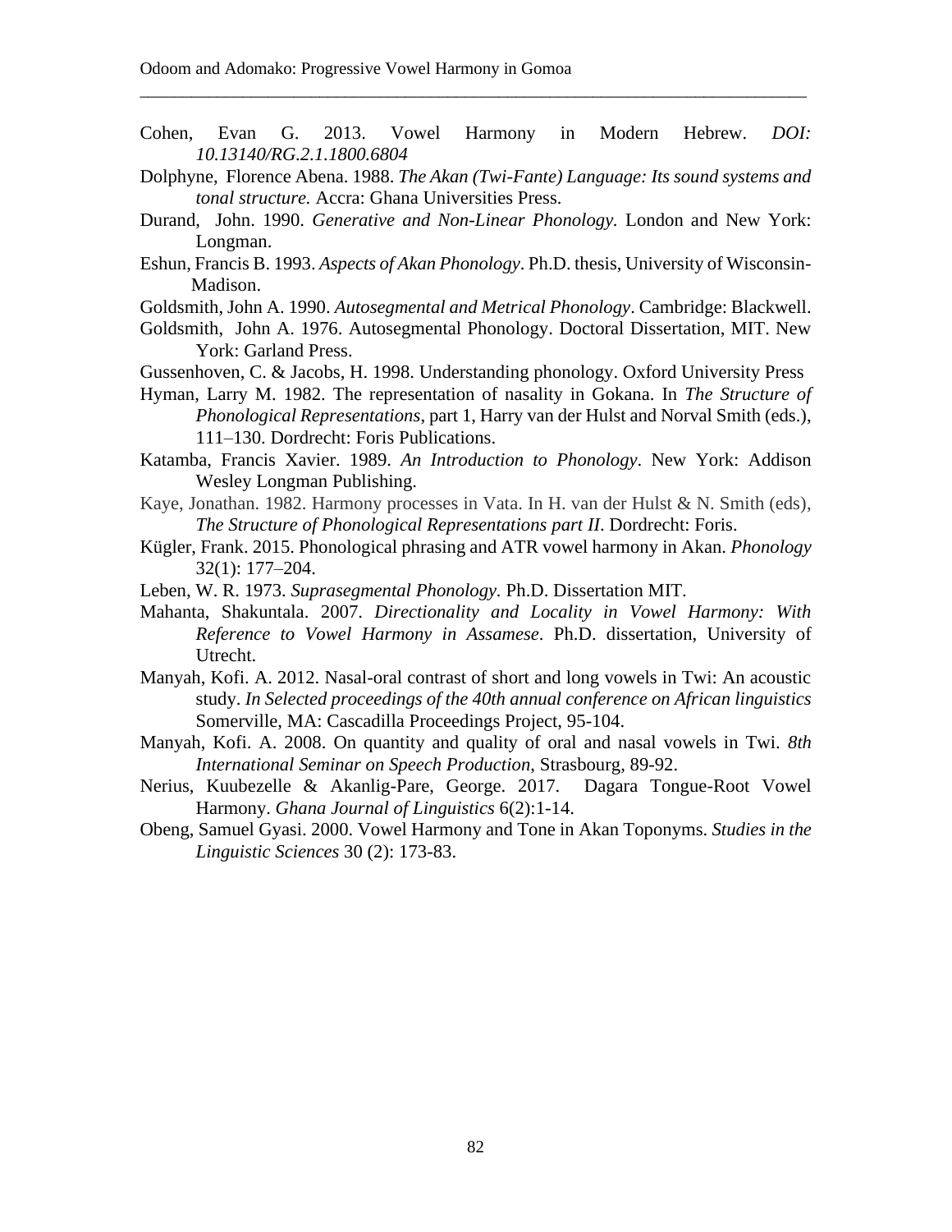Cohen, Evan G. 2013. Vowel Harmony in Modern Hebrew. *DOI: 10.13140/RG.2.1.1800.6804*

Dolphyne, Florence Abena. 1988. *The Akan (Twi-Fante) Language: Its sound systems and tonal structure.* Accra: Ghana Universities Press.

Durand, John. 1990. *Generative and Non-Linear Phonology.* London and New York: Longman.

Eshun, Francis B. 1993. *Aspects of Akan Phonology*. Ph.D. thesis, University of Wisconsin-Madison.

Goldsmith, John A. 1990. *Autosegmental and Metrical Phonology*. Cambridge: Blackwell.

Goldsmith, John A. 1976. Autosegmental Phonology. Doctoral Dissertation, MIT. New York: Garland Press.

Gussenhoven, C. & Jacobs, H. 1998. Understanding phonology. Oxford University Press

Hyman, Larry M. 1982. The representation of nasality in Gokana. In *The Structure of Phonological Representations*, part 1, Harry van der Hulst and Norval Smith (eds.), 111–130. Dordrecht: Foris Publications.

Katamba, Francis Xavier. 1989. *An Introduction to Phonology*. New York: Addison Wesley Longman Publishing.

Kaye, Jonathan. 1982. Harmony processes in Vata. In H. van der Hulst & N. Smith (eds), *The Structure of Phonological Representations part II*. Dordrecht: Foris.

Kügler, Frank. 2015. Phonological phrasing and ATR vowel harmony in Akan. *Phonology* 32(1): 177–204.

Leben, W. R. 1973. *Suprasegmental Phonology.* Ph.D. Dissertation MIT.

Mahanta, Shakuntala. 2007. *Directionality and Locality in Vowel Harmony: With Reference to Vowel Harmony in Assamese*. Ph.D. dissertation, University of Utrecht.

Manyah, Kofi. A. 2012. Nasal-oral contrast of short and long vowels in Twi: An acoustic study. *In Selected proceedings of the 40th annual conference on African linguistics* Somerville, MA: Cascadilla Proceedings Project, 95-104.

Manyah, Kofi. A. 2008. On quantity and quality of oral and nasal vowels in Twi. *8th International Seminar on Speech Production*, Strasbourg, 89-92.

Nerius, Kuubezelle & Akanlig-Pare, George. 2017. Dagara Tongue-Root Vowel Harmony. *Ghana Journal of Linguistics* 6(2):1-14.

Obeng, Samuel Gyasi. 2000. Vowel Harmony and Tone in Akan Toponyms. *Studies in the Linguistic Sciences* 30 (2): 173-83.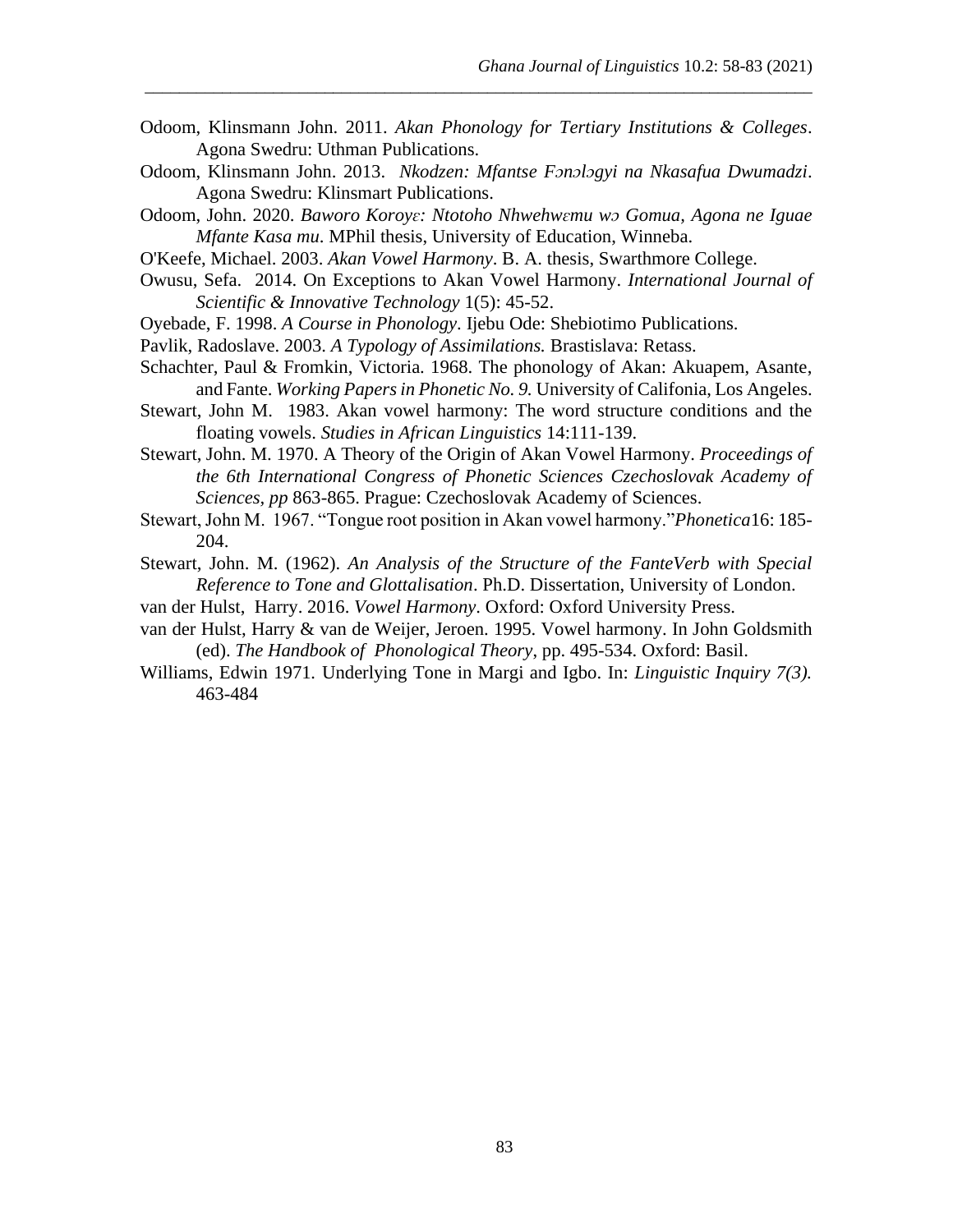Odoom, Klinsmann John. 2011. *Akan Phonology for Tertiary Institutions & Colleges*. Agona Swedru: Uthman Publications.

Odoom, Klinsmann John. 2013. *Nkodzen: Mfantse Fɔnɔlɔgyi na Nkasafua Dwumadzi*. Agona Swedru: Klinsmart Publications.

Odoom, John. 2020. *Baworo Koroyɛ: Ntotoho Nhwehwɛmu wɔ Gomua, Agona ne Iguae Mfante Kasa mu*. MPhil thesis, University of Education, Winneba.

O'Keefe, Michael. 2003. *Akan Vowel Harmony*. B. A. thesis, Swarthmore College.

Owusu, Sefa. 2014. On Exceptions to Akan Vowel Harmony. *International Journal of Scientific & Innovative Technology* 1(5): 45-52.

Oyebade, F. 1998. *A Course in Phonology*. Ijebu Ode: Shebiotimo Publications.

Pavlik, Radoslave. 2003. *A Typology of Assimilations.* Brastislava: Retass.

Schachter, Paul & Fromkin, Victoria. 1968. The phonology of Akan: Akuapem, Asante, and Fante. *Working Papers in Phonetic No. 9.* University of Califonia, Los Angeles.

Stewart, John M. 1983. Akan vowel harmony: The word structure conditions and the floating vowels. *Studies in African Linguistics* 14:111-139.

Stewart, John. M. 1970. A Theory of the Origin of Akan Vowel Harmony. *Proceedings of the 6th International Congress of Phonetic Sciences Czechoslovak Academy of Sciences, pp* 863-865. Prague: Czechoslovak Academy of Sciences.

Stewart, John M. 1967. "Tongue root position in Akan vowel harmony."*Phonetica*16: 185-204.

Stewart, John. M. (1962). *An Analysis of the Structure of the FanteVerb with Special Reference to Tone and Glottalisation*. Ph.D. Dissertation, University of London.

van der Hulst, Harry. 2016. *Vowel Harmony*. Oxford: Oxford University Press.

van der Hulst, Harry & van de Weijer, Jeroen. 1995. Vowel harmony. In John Goldsmith (ed). *The Handbook of Phonological Theory*, pp. 495-534. Oxford: Basil.

Williams, Edwin 1971. Underlying Tone in Margi and Igbo. In: *Linguistic Inquiry 7(3).* 463-484